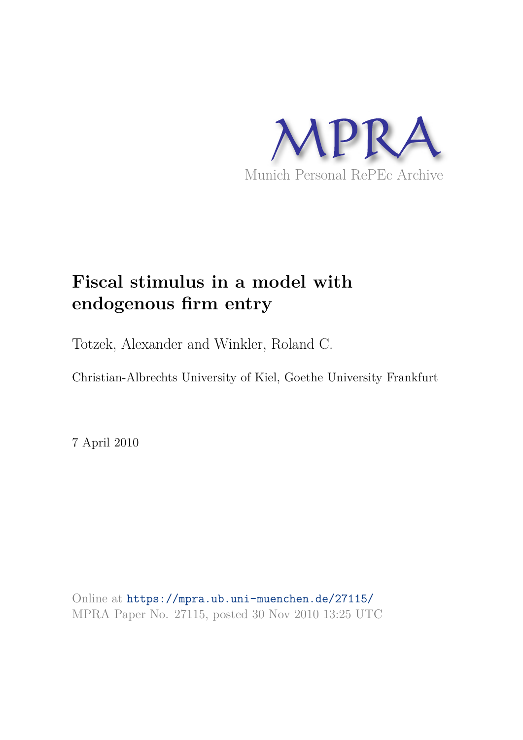MPRA

Munich Personal RePEc Archive

# Fiscal stimulus in a model with endogenous firm entry

Totzek, Alexander and Winkler, Roland C.

Christian-Albrechts University of Kiel, Goethe University Frankfurt

7 April 2010

Online at https://mpra.ub.uni-muenchen.de/27115/
MPRA Paper No. 27115, posted 30 Nov 2010 13:25 UTC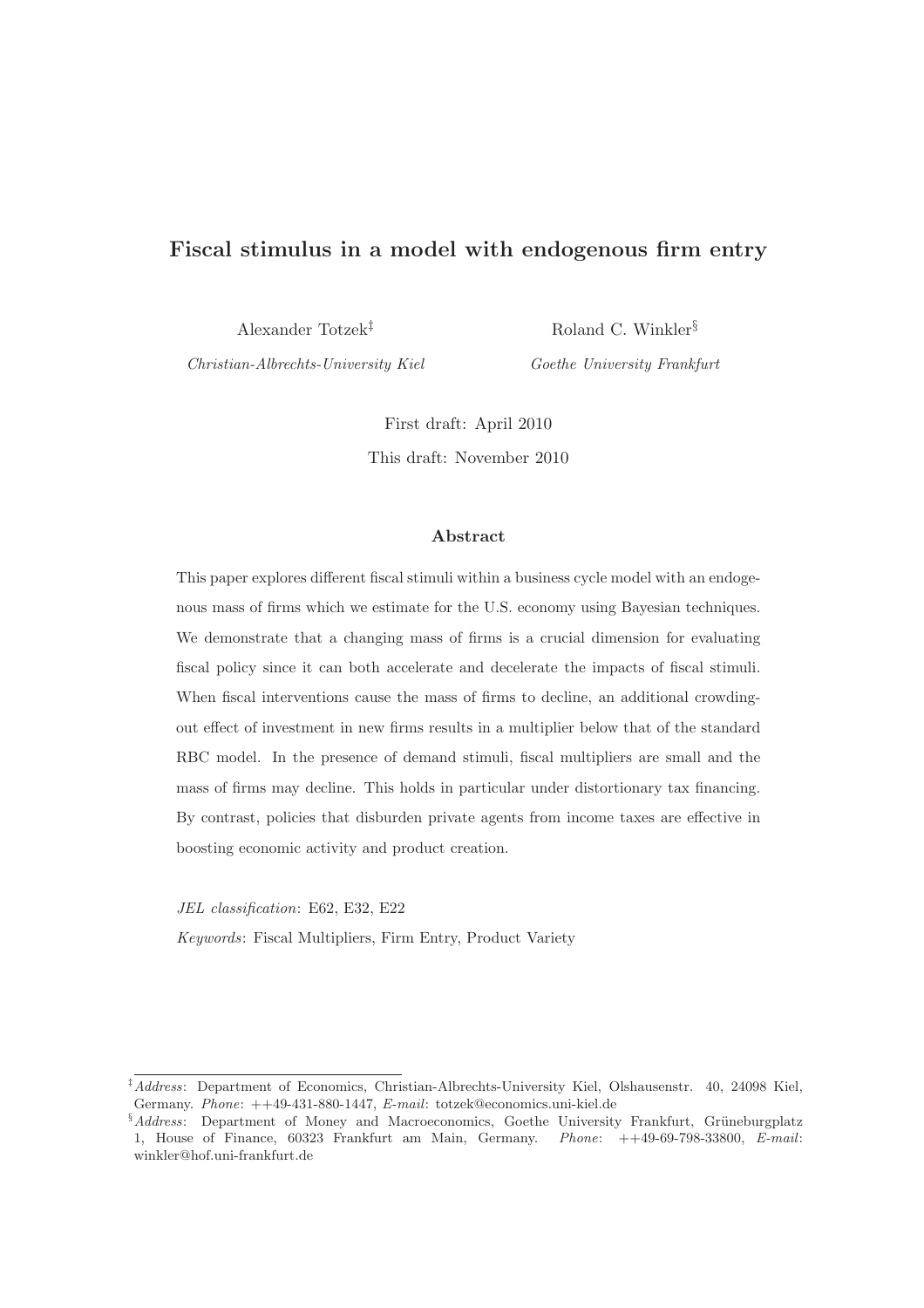# Fiscal stimulus in a model with endogenous firm entry

Alexander Totzek[‡]
*Christian-Albrechts-University Kiel*

Roland C. Winkler[§]
*Goethe University Frankfurt*

First draft: April 2010

This draft: November 2010

### Abstract

This paper explores different fiscal stimuli within a business cycle model with an endogenous mass of firms which we estimate for the U.S. economy using Bayesian techniques. We demonstrate that a changing mass of firms is a crucial dimension for evaluating fiscal policy since it can both accelerate and decelerate the impacts of fiscal stimuli. When fiscal interventions cause the mass of firms to decline, an additional crowding-out effect of investment in new firms results in a multiplier below that of the standard RBC model. In the presence of demand stimuli, fiscal multipliers are small and the mass of firms may decline. This holds in particular under distortionary tax financing. By contrast, policies that disburden private agents from income taxes are effective in boosting economic activity and product creation.

*JEL classification*: E62, E32, E22

*Keywords*: Fiscal Multipliers, Firm Entry, Product Variety

---

[‡] *Address*: Department of Economics, Christian-Albrechts-University Kiel, Olshausenstr. 40, 24098 Kiel, Germany. *Phone*: ++49-431-880-1447, *E-mail*: totzek@economics.uni-kiel.de

[§] *Address*: Department of Money and Macroeconomics, Goethe University Frankfurt, Grüneburgplatz 1, House of Finance, 60323 Frankfurt am Main, Germany. *Phone*: ++49-69-798-33800, *E-mail*: winkler@hof.uni-frankfurt.de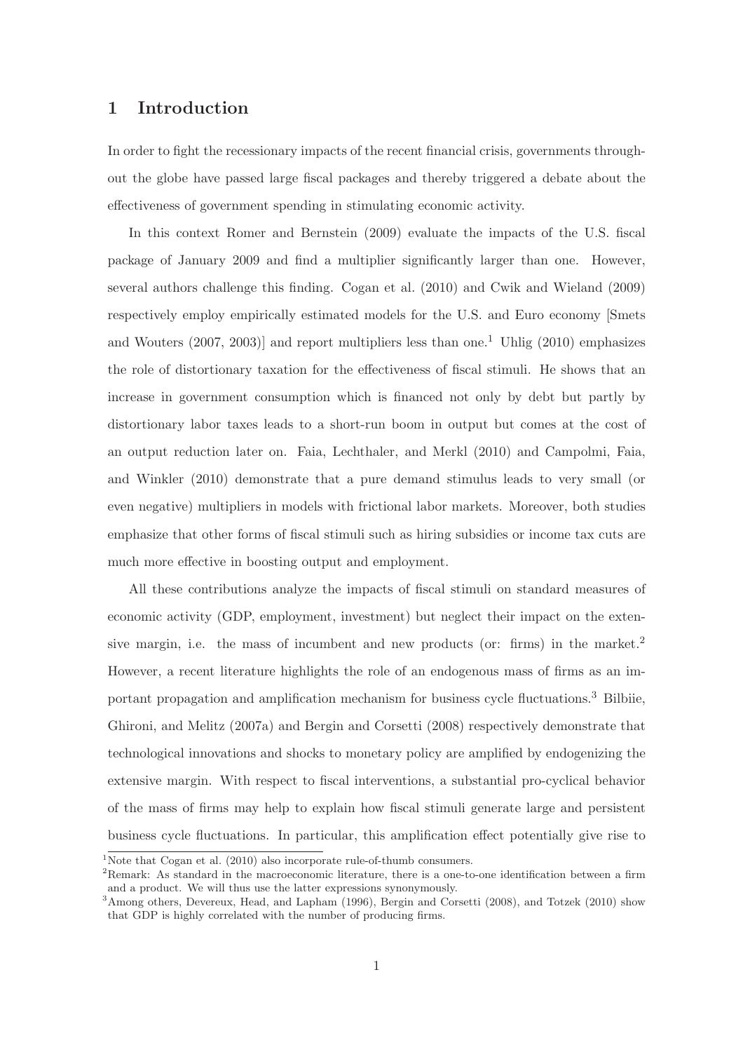## 1 Introduction

In order to fight the recessionary impacts of the recent financial crisis, governments throughout the globe have passed large fiscal packages and thereby triggered a debate about the effectiveness of government spending in stimulating economic activity.

In this context Romer and Bernstein (2009) evaluate the impacts of the U.S. fiscal package of January 2009 and find a multiplier significantly larger than one. However, several authors challenge this finding. Cogan et al. (2010) and Cwik and Wieland (2009) respectively employ empirically estimated models for the U.S. and Euro economy [Smets and Wouters (2007, 2003)] and report multipliers less than one.[1] Uhlig (2010) emphasizes the role of distortionary taxation for the effectiveness of fiscal stimuli. He shows that an increase in government consumption which is financed not only by debt but partly by distortionary labor taxes leads to a short-run boom in output but comes at the cost of an output reduction later on. Faia, Lechthaler, and Merkl (2010) and Campolmi, Faia, and Winkler (2010) demonstrate that a pure demand stimulus leads to very small (or even negative) multipliers in models with frictional labor markets. Moreover, both studies emphasize that other forms of fiscal stimuli such as hiring subsidies or income tax cuts are much more effective in boosting output and employment.

All these contributions analyze the impacts of fiscal stimuli on standard measures of economic activity (GDP, employment, investment) but neglect their impact on the extensive margin, i.e. the mass of incumbent and new products (or: firms) in the market.[2] However, a recent literature highlights the role of an endogenous mass of firms as an important propagation and amplification mechanism for business cycle fluctuations.[3] Bilbiie, Ghironi, and Melitz (2007a) and Bergin and Corsetti (2008) respectively demonstrate that technological innovations and shocks to monetary policy are amplified by endogenizing the extensive margin. With respect to fiscal interventions, a substantial pro-cyclical behavior of the mass of firms may help to explain how fiscal stimuli generate large and persistent business cycle fluctuations. In particular, this amplification effect potentially give rise to

[1] Note that Cogan et al. (2010) also incorporate rule-of-thumb consumers.

[2] Remark: As standard in the macroeconomic literature, there is a one-to-one identification between a firm and a product. We will thus use the latter expressions synonymously.

[3] Among others, Devereux, Head, and Lapham (1996), Bergin and Corsetti (2008), and Totzek (2010) show that GDP is highly correlated with the number of producing firms.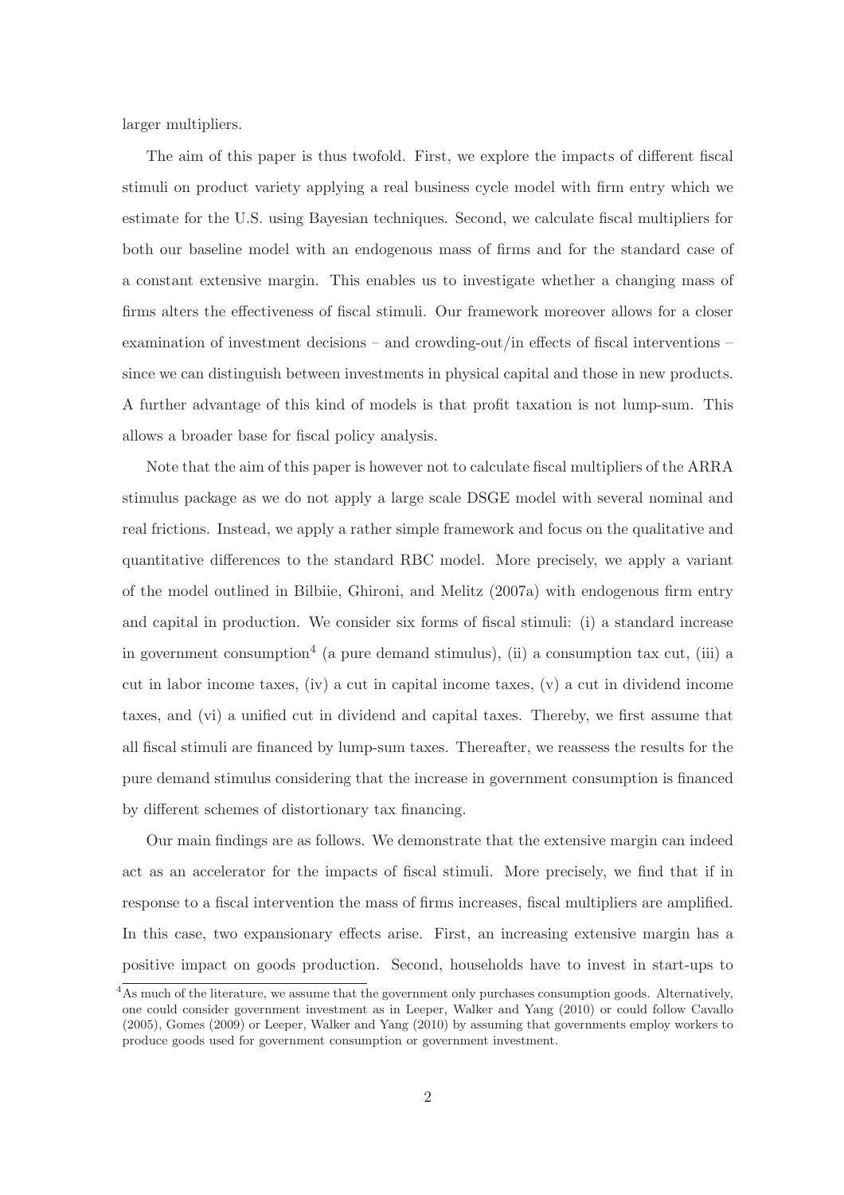larger multipliers.

The aim of this paper is thus twofold. First, we explore the impacts of different fiscal stimuli on product variety applying a real business cycle model with firm entry which we estimate for the U.S. using Bayesian techniques. Second, we calculate fiscal multipliers for both our baseline model with an endogenous mass of firms and for the standard case of a constant extensive margin. This enables us to investigate whether a changing mass of firms alters the effectiveness of fiscal stimuli. Our framework moreover allows for a closer examination of investment decisions – and crowding-out/in effects of fiscal interventions – since we can distinguish between investments in physical capital and those in new products. A further advantage of this kind of models is that profit taxation is not lump-sum. This allows a broader base for fiscal policy analysis.

Note that the aim of this paper is however not to calculate fiscal multipliers of the ARRA stimulus package as we do not apply a large scale DSGE model with several nominal and real frictions. Instead, we apply a rather simple framework and focus on the qualitative and quantitative differences to the standard RBC model. More precisely, we apply a variant of the model outlined in Bilbiie, Ghironi, and Melitz (2007a) with endogenous firm entry and capital in production. We consider six forms of fiscal stimuli: (i) a standard increase in government consumption[4] (a pure demand stimulus), (ii) a consumption tax cut, (iii) a cut in labor income taxes, (iv) a cut in capital income taxes, (v) a cut in dividend income taxes, and (vi) a unified cut in dividend and capital taxes. Thereby, we first assume that all fiscal stimuli are financed by lump-sum taxes. Thereafter, we reassess the results for the pure demand stimulus considering that the increase in government consumption is financed by different schemes of distortionary tax financing.

Our main findings are as follows. We demonstrate that the extensive margin can indeed act as an accelerator for the impacts of fiscal stimuli. More precisely, we find that if in response to a fiscal intervention the mass of firms increases, fiscal multipliers are amplified. In this case, two expansionary effects arise. First, an increasing extensive margin has a positive impact on goods production. Second, households have to invest in start-ups to

[4] As much of the literature, we assume that the government only purchases consumption goods. Alternatively, one could consider government investment as in Leeper, Walker and Yang (2010) or could follow Cavallo (2005), Gomes (2009) or Leeper, Walker and Yang (2010) by assuming that governments employ workers to produce goods used for government consumption or government investment.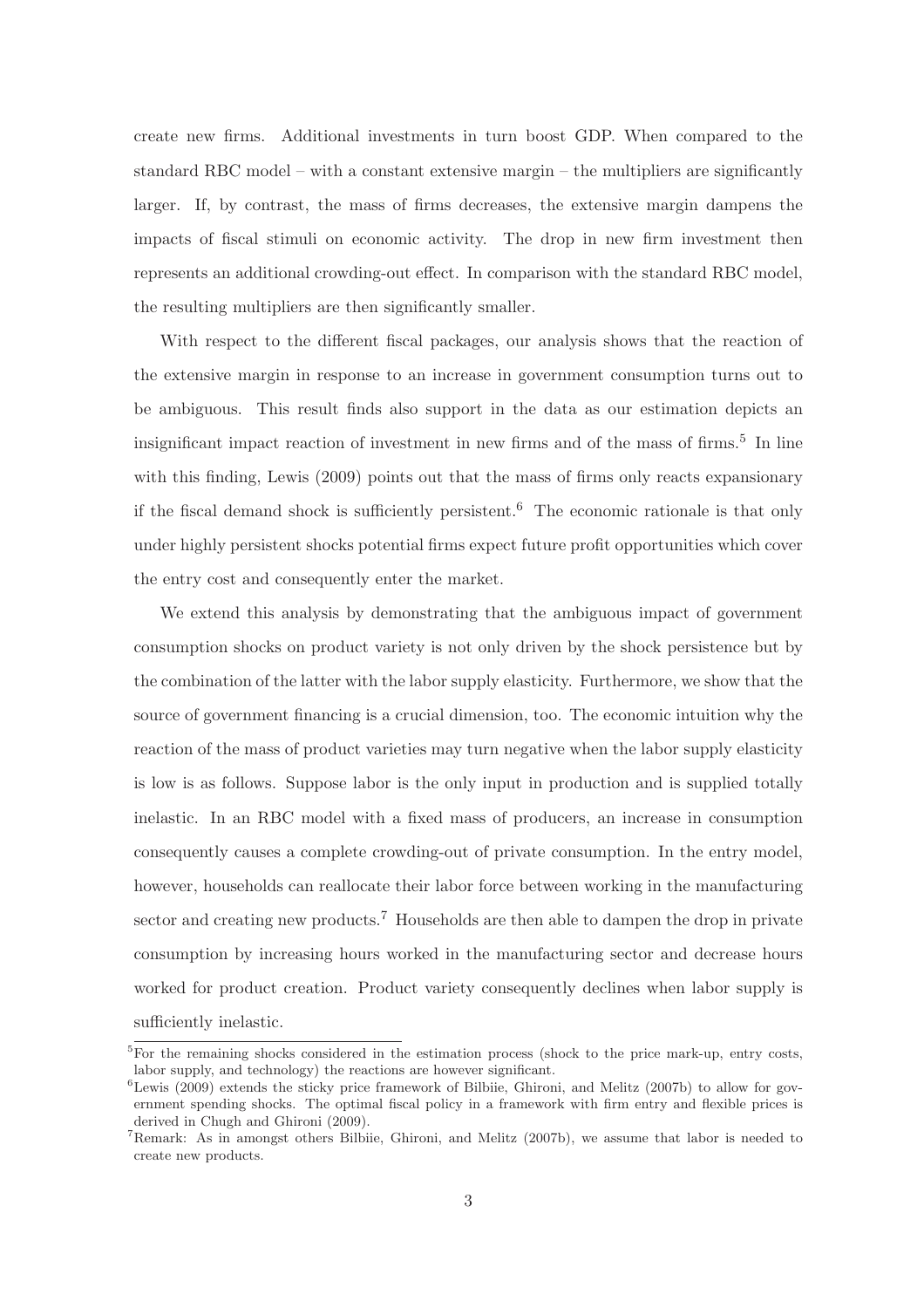create new firms. Additional investments in turn boost GDP. When compared to the standard RBC model – with a constant extensive margin – the multipliers are significantly larger. If, by contrast, the mass of firms decreases, the extensive margin dampens the impacts of fiscal stimuli on economic activity. The drop in new firm investment then represents an additional crowding-out effect. In comparison with the standard RBC model, the resulting multipliers are then significantly smaller.

With respect to the different fiscal packages, our analysis shows that the reaction of the extensive margin in response to an increase in government consumption turns out to be ambiguous. This result finds also support in the data as our estimation depicts an insignificant impact reaction of investment in new firms and of the mass of firms.[5] In line with this finding, Lewis (2009) points out that the mass of firms only reacts expansionary if the fiscal demand shock is sufficiently persistent.[6] The economic rationale is that only under highly persistent shocks potential firms expect future profit opportunities which cover the entry cost and consequently enter the market.

We extend this analysis by demonstrating that the ambiguous impact of government consumption shocks on product variety is not only driven by the shock persistence but by the combination of the latter with the labor supply elasticity. Furthermore, we show that the source of government financing is a crucial dimension, too. The economic intuition why the reaction of the mass of product varieties may turn negative when the labor supply elasticity is low is as follows. Suppose labor is the only input in production and is supplied totally inelastic. In an RBC model with a fixed mass of producers, an increase in consumption consequently causes a complete crowding-out of private consumption. In the entry model, however, households can reallocate their labor force between working in the manufacturing sector and creating new products.[7] Households are then able to dampen the drop in private consumption by increasing hours worked in the manufacturing sector and decrease hours worked for product creation. Product variety consequently declines when labor supply is sufficiently inelastic.

[5] For the remaining shocks considered in the estimation process (shock to the price mark-up, entry costs, labor supply, and technology) the reactions are however significant.

[6] Lewis (2009) extends the sticky price framework of Bilbiie, Ghironi, and Melitz (2007b) to allow for government spending shocks. The optimal fiscal policy in a framework with firm entry and flexible prices is derived in Chugh and Ghironi (2009).

[7] Remark: As in amongst others Bilbiie, Ghironi, and Melitz (2007b), we assume that labor is needed to create new products.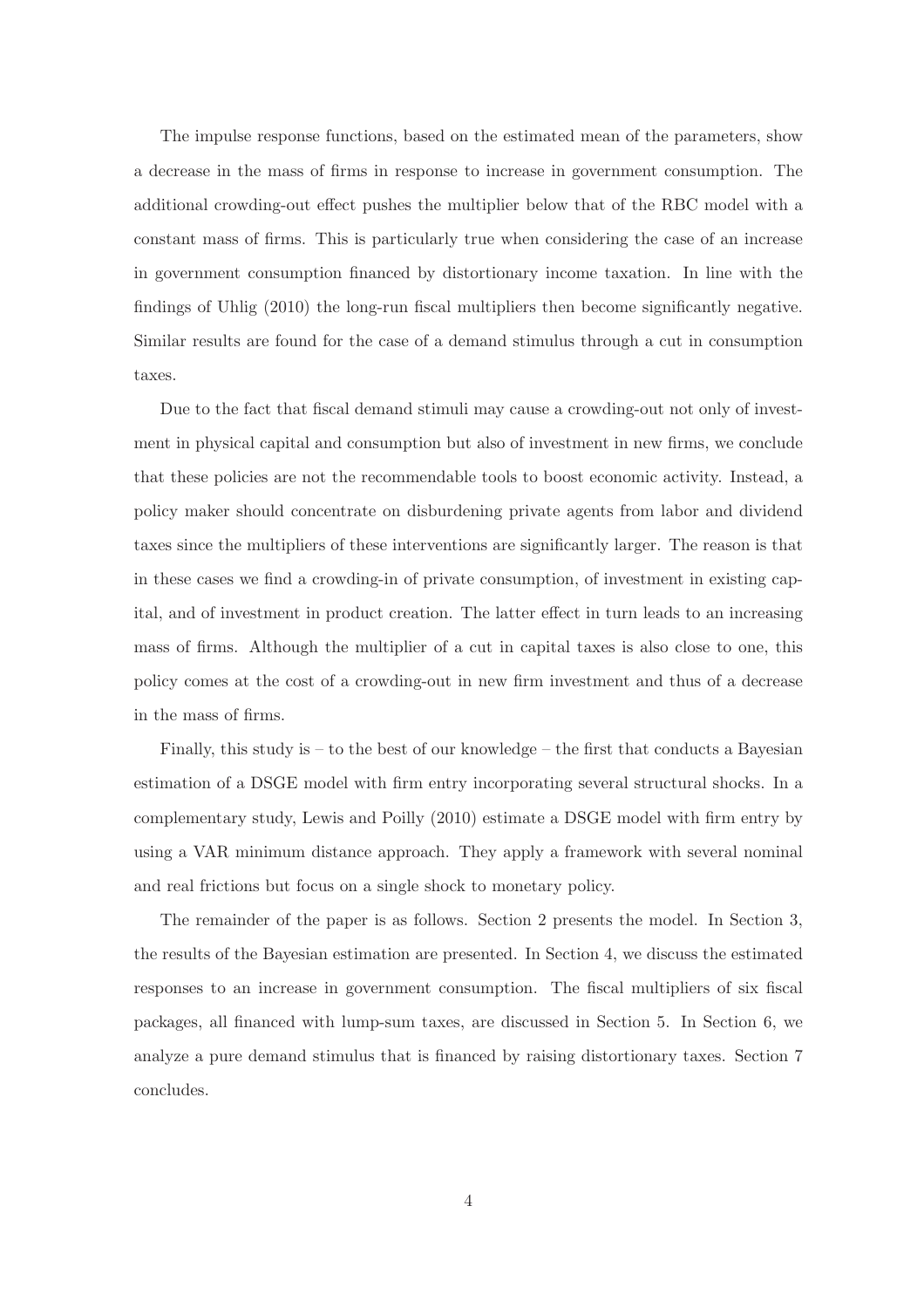The impulse response functions, based on the estimated mean of the parameters, show a decrease in the mass of firms in response to increase in government consumption. The additional crowding-out effect pushes the multiplier below that of the RBC model with a constant mass of firms. This is particularly true when considering the case of an increase in government consumption financed by distortionary income taxation. In line with the findings of Uhlig (2010) the long-run fiscal multipliers then become significantly negative. Similar results are found for the case of a demand stimulus through a cut in consumption taxes.

Due to the fact that fiscal demand stimuli may cause a crowding-out not only of investment in physical capital and consumption but also of investment in new firms, we conclude that these policies are not the recommendable tools to boost economic activity. Instead, a policy maker should concentrate on disburdening private agents from labor and dividend taxes since the multipliers of these interventions are significantly larger. The reason is that in these cases we find a crowding-in of private consumption, of investment in existing capital, and of investment in product creation. The latter effect in turn leads to an increasing mass of firms. Although the multiplier of a cut in capital taxes is also close to one, this policy comes at the cost of a crowding-out in new firm investment and thus of a decrease in the mass of firms.

Finally, this study is – to the best of our knowledge – the first that conducts a Bayesian estimation of a DSGE model with firm entry incorporating several structural shocks. In a complementary study, Lewis and Poilly (2010) estimate a DSGE model with firm entry by using a VAR minimum distance approach. They apply a framework with several nominal and real frictions but focus on a single shock to monetary policy.

The remainder of the paper is as follows. Section 2 presents the model. In Section 3, the results of the Bayesian estimation are presented. In Section 4, we discuss the estimated responses to an increase in government consumption. The fiscal multipliers of six fiscal packages, all financed with lump-sum taxes, are discussed in Section 5. In Section 6, we analyze a pure demand stimulus that is financed by raising distortionary taxes. Section 7 concludes.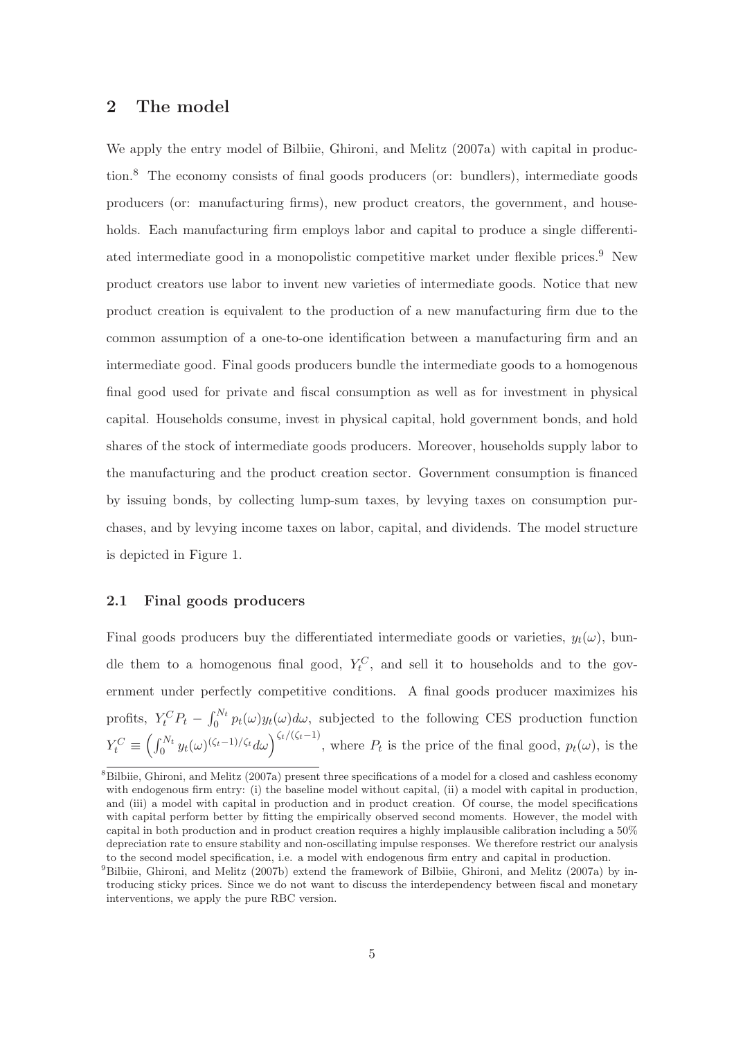## 2 The model

We apply the entry model of Bilbiie, Ghironi, and Melitz (2007a) with capital in production.[8] The economy consists of final goods producers (or: bundlers), intermediate goods producers (or: manufacturing firms), new product creators, the government, and households. Each manufacturing firm employs labor and capital to produce a single differentiated intermediate good in a monopolistic competitive market under flexible prices.[9] New product creators use labor to invent new varieties of intermediate goods. Notice that new product creation is equivalent to the production of a new manufacturing firm due to the common assumption of a one-to-one identification between a manufacturing firm and an intermediate good. Final goods producers bundle the intermediate goods to a homogenous final good used for private and fiscal consumption as well as for investment in physical capital. Households consume, invest in physical capital, hold government bonds, and hold shares of the stock of intermediate goods producers. Moreover, households supply labor to the manufacturing and the product creation sector. Government consumption is financed by issuing bonds, by collecting lump-sum taxes, by levying taxes on consumption purchases, and by levying income taxes on labor, capital, and dividends. The model structure is depicted in Figure 1.

### 2.1 Final goods producers

Final goods producers buy the differentiated intermediate goods or varieties, $y_t(\omega)$, bundle them to a homogenous final good, $Y_t^C$, and sell it to households and to the government under perfectly competitive conditions. A final goods producer maximizes his profits, $Y_t^C P_t - \int_0^{N_t} p_t(\omega) y_t(\omega) d\omega$, subjected to the following CES production function $Y_t^C \equiv \left( \int_0^{N_t} y_t(\omega)^{(\zeta_t - 1)/\zeta_t} d\omega \right)^{\zeta_t/(\zeta_t - 1)}$, where $P_t$ is the price of the final good, $p_t(\omega)$, is the

[8] Bilbiie, Ghironi, and Melitz (2007a) present three specifications of a model for a closed and cashless economy with endogenous firm entry: (i) the baseline model without capital, (ii) a model with capital in production, and (iii) a model with capital in production and in product creation. Of course, the model specifications with capital perform better by fitting the empirically observed second moments. However, the model with capital in both production and in product creation requires a highly implausible calibration including a 50% depreciation rate to ensure stability and non-oscillating impulse responses. We therefore restrict our analysis to the second model specification, i.e. a model with endogenous firm entry and capital in production.

[9] Bilbiie, Ghironi, and Melitz (2007b) extend the framework of Bilbiie, Ghironi, and Melitz (2007a) by introducing sticky prices. Since we do not want to discuss the interdependency between fiscal and monetary interventions, we apply the pure RBC version.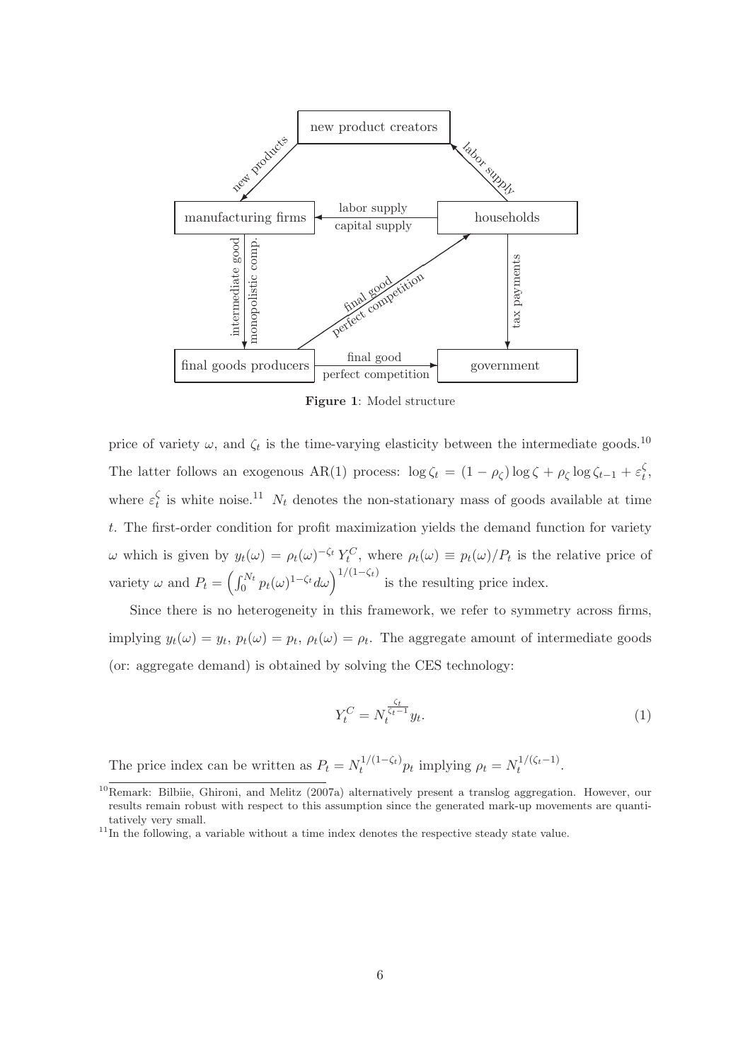**Figure 1**: Model structure

price of variety $\omega$, and $\zeta_t$ is the time-varying elasticity between the intermediate goods.[10] The latter follows an exogenous AR(1) process: $\log \zeta_t = (1-\rho_\zeta)\log\zeta + \rho_\zeta \log\zeta_{t-1} + \varepsilon_t^\zeta$, where $\varepsilon_t^\zeta$ is white noise.[11] $N_t$ denotes the non-stationary mass of goods available at time $t$. The first-order condition for profit maximization yields the demand function for variety $\omega$ which is given by $y_t(\omega) = \rho_t(\omega)^{-\zeta_t} Y_t^C$, where $\rho_t(\omega) \equiv p_t(\omega)/P_t$ is the relative price of variety $\omega$ and $P_t = \left(\int_0^{N_t} p_t(\omega)^{1-\zeta_t} d\omega\right)^{1/(1-\zeta_t)}$ is the resulting price index.

Since there is no heterogeneity in this framework, we refer to symmetry across firms, implying $y_t(\omega) = y_t$, $p_t(\omega) = p_t$, $\rho_t(\omega) = \rho_t$. The aggregate amount of intermediate goods (or: aggregate demand) is obtained by solving the CES technology:

$$Y_t^C = N_t^{\frac{\zeta_t}{\zeta_t - 1}} y_t. \tag{1}$$

The price index can be written as $P_t = N_t^{1/(1-\zeta_t)} p_t$ implying $\rho_t = N_t^{1/(\zeta_t - 1)}$.

[10] Remark: Bilbiie, Ghironi, and Melitz (2007a) alternatively present a translog aggregation. However, our results remain robust with respect to this assumption since the generated mark-up movements are quantitatively very small.

[11] In the following, a variable without a time index denotes the respective steady state value.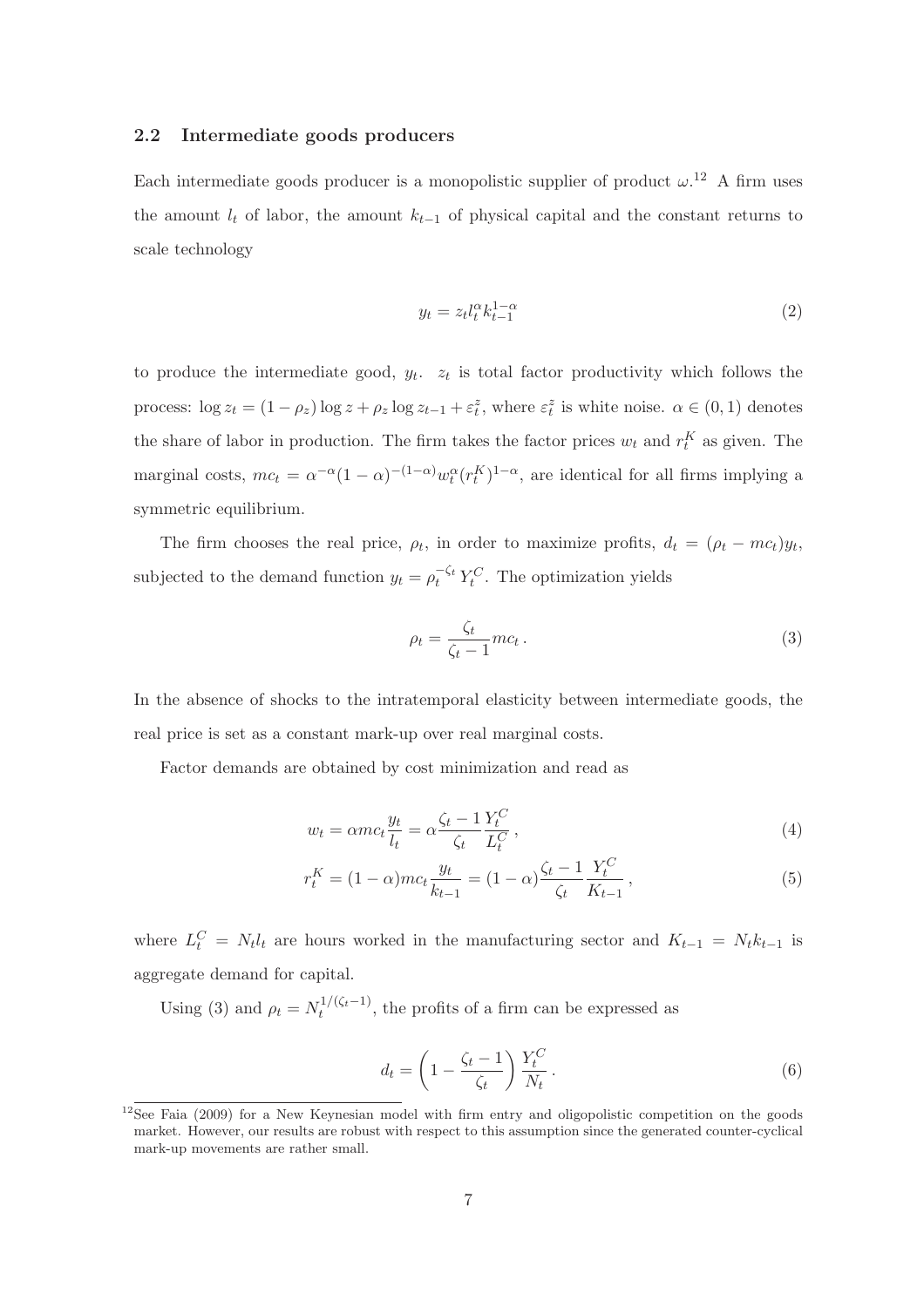### 2.2 Intermediate goods producers

Each intermediate goods producer is a monopolistic supplier of product $\omega$.[12] A firm uses the amount $l_t$ of labor, the amount $k_{t-1}$ of physical capital and the constant returns to scale technology

$$y_t = z_t l_t^{\alpha} k_{t-1}^{1-\alpha} \tag{2}$$

to produce the intermediate good, $y_t$. $z_t$ is total factor productivity which follows the process: $\log z_t = (1-\rho_z)\log z + \rho_z \log z_{t-1} + \varepsilon_t^z$, where $\varepsilon_t^z$ is white noise. $\alpha \in (0,1)$ denotes the share of labor in production. The firm takes the factor prices $w_t$ and $r_t^K$ as given. The marginal costs, $mc_t = \alpha^{-\alpha}(1-\alpha)^{-(1-\alpha)} w_t^{\alpha} (r_t^K)^{1-\alpha}$, are identical for all firms implying a symmetric equilibrium.

The firm chooses the real price, $\rho_t$, in order to maximize profits, $d_t = (\rho_t - mc_t)y_t$, subjected to the demand function $y_t = \rho_t^{-\zeta_t} Y_t^C$. The optimization yields

$$\rho_t = \frac{\zeta_t}{\zeta_t - 1} mc_t \,. \tag{3}$$

In the absence of shocks to the intratemporal elasticity between intermediate goods, the real price is set as a constant mark-up over real marginal costs.

Factor demands are obtained by cost minimization and read as

$$w_t = \alpha mc_t \frac{y_t}{l_t} = \alpha \frac{\zeta_t - 1}{\zeta_t} \frac{Y_t^C}{L_t^C} \,, \tag{4}$$

$$r_t^K = (1-\alpha) mc_t \frac{y_t}{k_{t-1}} = (1-\alpha) \frac{\zeta_t - 1}{\zeta_t} \frac{Y_t^C}{K_{t-1}} \,, \tag{5}$$

where $L_t^C = N_t l_t$ are hours worked in the manufacturing sector and $K_{t-1} = N_t k_{t-1}$ is aggregate demand for capital.

Using (3) and $\rho_t = N_t^{1/(\zeta_t - 1)}$, the profits of a firm can be expressed as

$$d_t = \left(1 - \frac{\zeta_t - 1}{\zeta_t}\right) \frac{Y_t^C}{N_t} \,. \tag{6}$$

[12] See Faia (2009) for a New Keynesian model with firm entry and oligopolistic competition on the goods market. However, our results are robust with respect to this assumption since the generated counter-cyclical mark-up movements are rather small.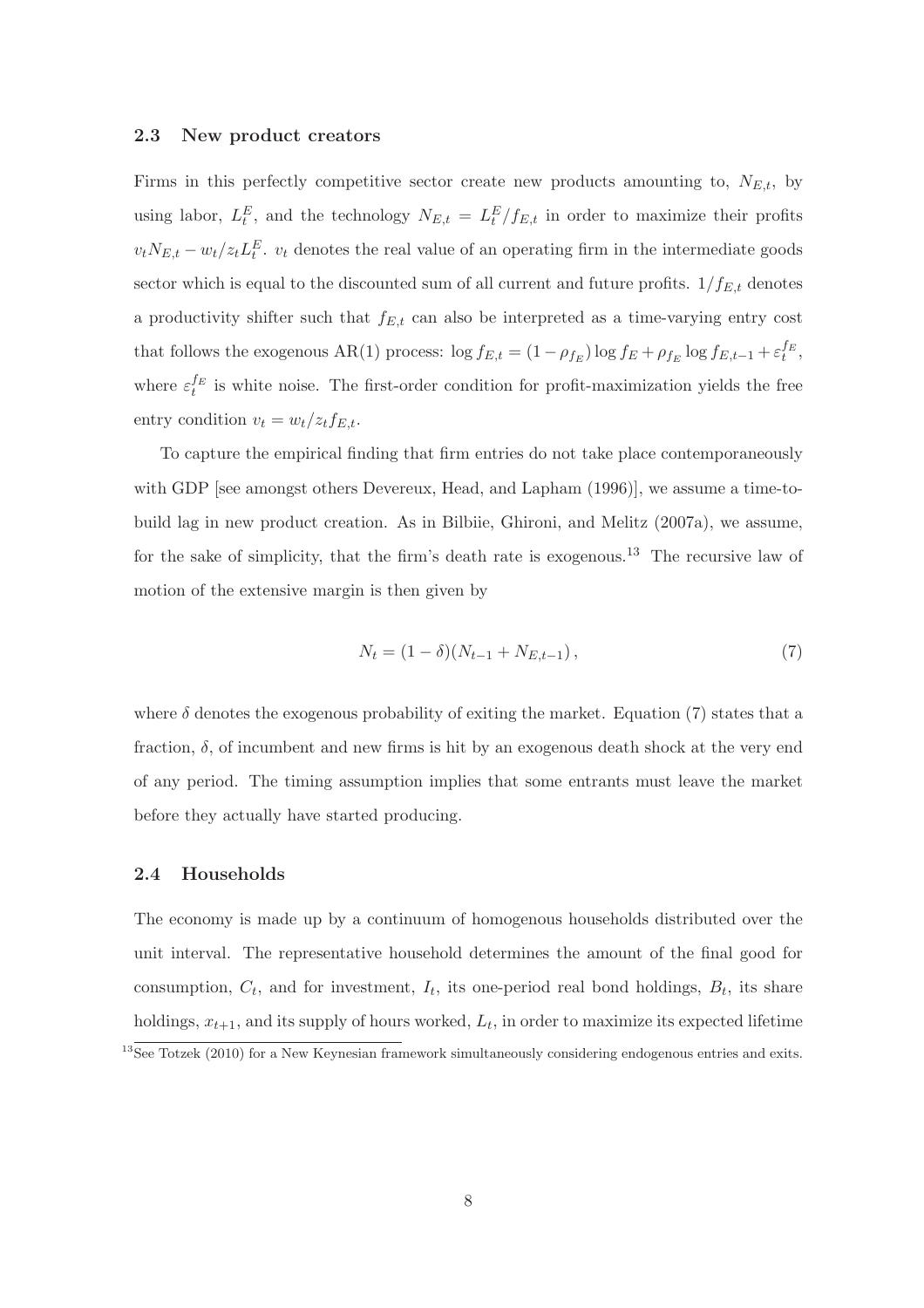### 2.3 New product creators

Firms in this perfectly competitive sector create new products amounting to, $N_{E,t}$, by using labor, $L_t^E$, and the technology $N_{E,t} = L_t^E/f_{E,t}$ in order to maximize their profits $v_t N_{E,t} - w_t/z_t L_t^E$. $v_t$ denotes the real value of an operating firm in the intermediate goods sector which is equal to the discounted sum of all current and future profits. $1/f_{E,t}$ denotes a productivity shifter such that $f_{E,t}$ can also be interpreted as a time-varying entry cost that follows the exogenous AR(1) process: $\log f_{E,t} = (1-\rho_{f_E}) \log f_E + \rho_{f_E} \log f_{E,t-1} + \varepsilon_t^{f_E}$, where $\varepsilon_t^{f_E}$ is white noise. The first-order condition for profit-maximization yields the free entry condition $v_t = w_t/z_t f_{E,t}$.

To capture the empirical finding that firm entries do not take place contemporaneously with GDP [see amongst others Devereux, Head, and Lapham (1996)], we assume a time-to-build lag in new product creation. As in Bilbiie, Ghironi, and Melitz (2007a), we assume, for the sake of simplicity, that the firm's death rate is exogenous.[13] The recursive law of motion of the extensive margin is then given by

$$N_t = (1-\delta)(N_{t-1} + N_{E,t-1}), \tag{7}$$

where $\delta$ denotes the exogenous probability of exiting the market. Equation (7) states that a fraction, $\delta$, of incumbent and new firms is hit by an exogenous death shock at the very end of any period. The timing assumption implies that some entrants must leave the market before they actually have started producing.

### 2.4 Households

The economy is made up by a continuum of homogenous households distributed over the unit interval. The representative household determines the amount of the final good for consumption, $C_t$, and for investment, $I_t$, its one-period real bond holdings, $B_t$, its share holdings, $x_{t+1}$, and its supply of hours worked, $L_t$, in order to maximize its expected lifetime

[13] See Totzek (2010) for a New Keynesian framework simultaneously considering endogenous entries and exits.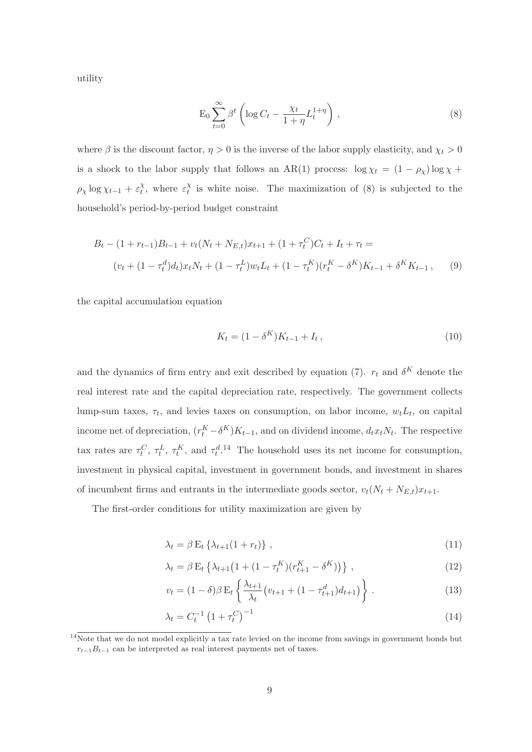utility

$$
\mathrm{E}_0 \sum_{t=0}^{\infty} \beta^t \left( \log C_t - \frac{\chi_t}{1+\eta} L_t^{1+\eta} \right) , \tag{8}
$$

where $\beta$ is the discount factor, $\eta > 0$ is the inverse of the labor supply elasticity, and $\chi_t > 0$ is a shock to the labor supply that follows an AR(1) process: $\log \chi_t = (1-\rho_\chi)\log \chi + \rho_\chi \log \chi_{t-1} + \varepsilon_t^\chi$, where $\varepsilon_t^\chi$ is white noise. The maximization of (8) is subjected to the household's period-by-period budget constraint

$$
\begin{aligned}
&B_t - (1+r_{t-1})B_{t-1} + v_t(N_t + N_{E,t})x_{t+1} + (1+\tau_t^C)C_t + I_t + \tau_t = \\
&\quad (v_t + (1-\tau_t^d)d_t)x_t N_t + (1-\tau_t^L)w_t L_t + (1-\tau_t^K)(r_t^K - \delta^K)K_{t-1} + \delta^K K_{t-1} \, ,
\end{aligned} \tag{9}
$$

the capital accumulation equation

$$
K_t = (1-\delta^K)K_{t-1} + I_t \, , \tag{10}
$$

and the dynamics of firm entry and exit described by equation (7). $r_t$ and $\delta^K$ denote the real interest rate and the capital depreciation rate, respectively. The government collects lump-sum taxes, $\tau_t$, and levies taxes on consumption, on labor income, $w_t L_t$, on capital income net of depreciation, $(r_t^K - \delta^K)K_{t-1}$, and on dividend income, $d_t x_t N_t$. The respective tax rates are $\tau_t^C$, $\tau_t^L$, $\tau_t^K$, and $\tau_t^d$.[14] The household uses its net income for consumption, investment in physical capital, investment in government bonds, and investment in shares of incumbent firms and entrants in the intermediate goods sector, $v_t(N_t + N_{E,t})x_{t+1}$.

The first-order conditions for utility maximization are given by

$$
\lambda_t = \beta \, \mathrm{E}_t \left\{ \lambda_{t+1}(1+r_t) \right\} , \tag{11}
$$

$$
\lambda_t = \beta \, \mathrm{E}_t \left\{ \lambda_{t+1}\big(1 + (1-\tau_t^K)(r_{t+1}^K - \delta^K)\big) \right\} , \tag{12}
$$

$$
v_t = (1-\delta)\beta \, \mathrm{E}_t \left\{ \frac{\lambda_{t+1}}{\lambda_t} \big( v_{t+1} + (1-\tau_{t+1}^d)d_{t+1} \big) \right\} . \tag{13}
$$

$$
\lambda_t = C_t^{-1} \left(1+\tau_t^C\right)^{-1} \tag{14}
$$

[14] Note that we do not model explicitly a tax rate levied on the income from savings in government bonds but $r_{t-1}B_{t-1}$ can be interpreted as real interest payments net of taxes.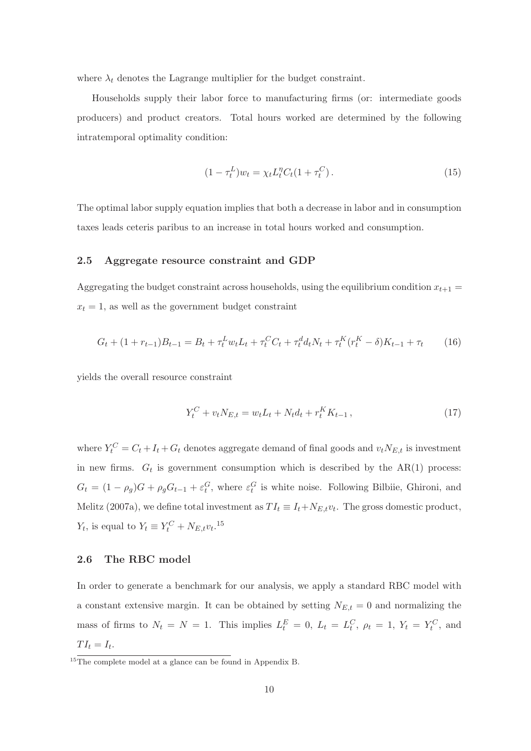where $\lambda_t$ denotes the Lagrange multiplier for the budget constraint.

Households supply their labor force to manufacturing firms (or: intermediate goods producers) and product creators. Total hours worked are determined by the following intratemporal optimality condition:

$$(1-\tau_t^L)w_t = \chi_t L_t^\eta C_t(1+\tau_t^C)\,. \tag{15}$$

The optimal labor supply equation implies that both a decrease in labor and in consumption taxes leads ceteris paribus to an increase in total hours worked and consumption.

### 2.5 Aggregate resource constraint and GDP

Aggregating the budget constraint across households, using the equilibrium condition $x_{t+1} = x_t = 1$, as well as the government budget constraint

$$G_t + (1+r_{t-1})B_{t-1} = B_t + \tau_t^L w_t L_t + \tau_t^C C_t + \tau_t^d d_t N_t + \tau_t^K (r_t^K - \delta) K_{t-1} + \tau_t \tag{16}$$

yields the overall resource constraint

$$Y_t^C + v_t N_{E,t} = w_t L_t + N_t d_t + r_t^K K_{t-1}\,, \tag{17}$$

where $Y_t^C = C_t + I_t + G_t$ denotes aggregate demand of final goods and $v_t N_{E,t}$ is investment in new firms. $G_t$ is government consumption which is described by the AR(1) process: $G_t = (1-\rho_g)G + \rho_g G_{t-1} + \varepsilon_t^G$, where $\varepsilon_t^G$ is white noise. Following Bilbiie, Ghironi, and Melitz (2007a), we define total investment as $TI_t \equiv I_t + N_{E,t} v_t$. The gross domestic product, $Y_t$, is equal to $Y_t \equiv Y_t^C + N_{E,t} v_t$.[15]

### 2.6 The RBC model

In order to generate a benchmark for our analysis, we apply a standard RBC model with a constant extensive margin. It can be obtained by setting $N_{E,t} = 0$ and normalizing the mass of firms to $N_t = N = 1$. This implies $L_t^E = 0$, $L_t = L_t^C$, $\rho_t = 1$, $Y_t = Y_t^C$, and $TI_t = I_t$.

[15] The complete model at a glance can be found in Appendix B.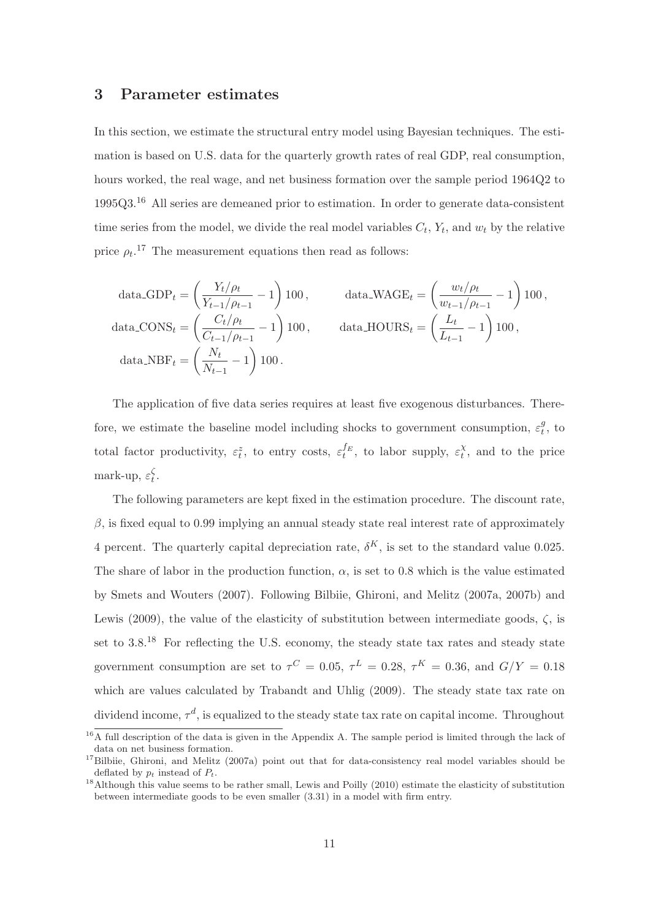## 3 Parameter estimates

In this section, we estimate the structural entry model using Bayesian techniques. The estimation is based on U.S. data for the quarterly growth rates of real GDP, real consumption, hours worked, the real wage, and net business formation over the sample period 1964Q2 to 1995Q3.[16] All series are demeaned prior to estimation. In order to generate data-consistent time series from the model, we divide the real model variables $C_t$, $Y_t$, and $w_t$ by the relative price $\rho_t$.[17] The measurement equations then read as follows:

$$\text{data\_GDP}_t = \left(\frac{Y_t/\rho_t}{Y_{t-1}/\rho_{t-1}} - 1\right)100\,, \qquad \text{data\_WAGE}_t = \left(\frac{w_t/\rho_t}{w_{t-1}/\rho_{t-1}} - 1\right)100\,,$$

$$\text{data\_CONS}_t = \left(\frac{C_t/\rho_t}{C_{t-1}/\rho_{t-1}} - 1\right)100\,, \qquad \text{data\_HOURS}_t = \left(\frac{L_t}{L_{t-1}} - 1\right)100\,,$$

$$\text{data\_NBF}_t = \left(\frac{N_t}{N_{t-1}} - 1\right)100\,.$$

The application of five data series requires at least five exogenous disturbances. Therefore, we estimate the baseline model including shocks to government consumption, $\varepsilon_t^g$, to total factor productivity, $\varepsilon_t^z$, to entry costs, $\varepsilon_t^{f_E}$, to labor supply, $\varepsilon_t^{\chi}$, and to the price mark-up, $\varepsilon_t^{\zeta}$.

The following parameters are kept fixed in the estimation procedure. The discount rate, $\beta$, is fixed equal to 0.99 implying an annual steady state real interest rate of approximately 4 percent. The quarterly capital depreciation rate, $\delta^K$, is set to the standard value 0.025. The share of labor in the production function, $\alpha$, is set to 0.8 which is the value estimated by Smets and Wouters (2007). Following Bilbiie, Ghironi, and Melitz (2007a, 2007b) and Lewis (2009), the value of the elasticity of substitution between intermediate goods, $\zeta$, is set to 3.8.[18] For reflecting the U.S. economy, the steady state tax rates and steady state government consumption are set to $\tau^C = 0.05$, $\tau^L = 0.28$, $\tau^K = 0.36$, and $G/Y = 0.18$ which are values calculated by Trabandt and Uhlig (2009). The steady state tax rate on dividend income, $\tau^d$, is equalized to the steady state tax rate on capital income. Throughout

[16] A full description of the data is given in the Appendix A. The sample period is limited through the lack of data on net business formation.

[17] Bilbiie, Ghironi, and Melitz (2007a) point out that for data-consistency real model variables should be deflated by $p_t$ instead of $P_t$.

[18] Although this value seems to be rather small, Lewis and Poilly (2010) estimate the elasticity of substitution between intermediate goods to be even smaller (3.31) in a model with firm entry.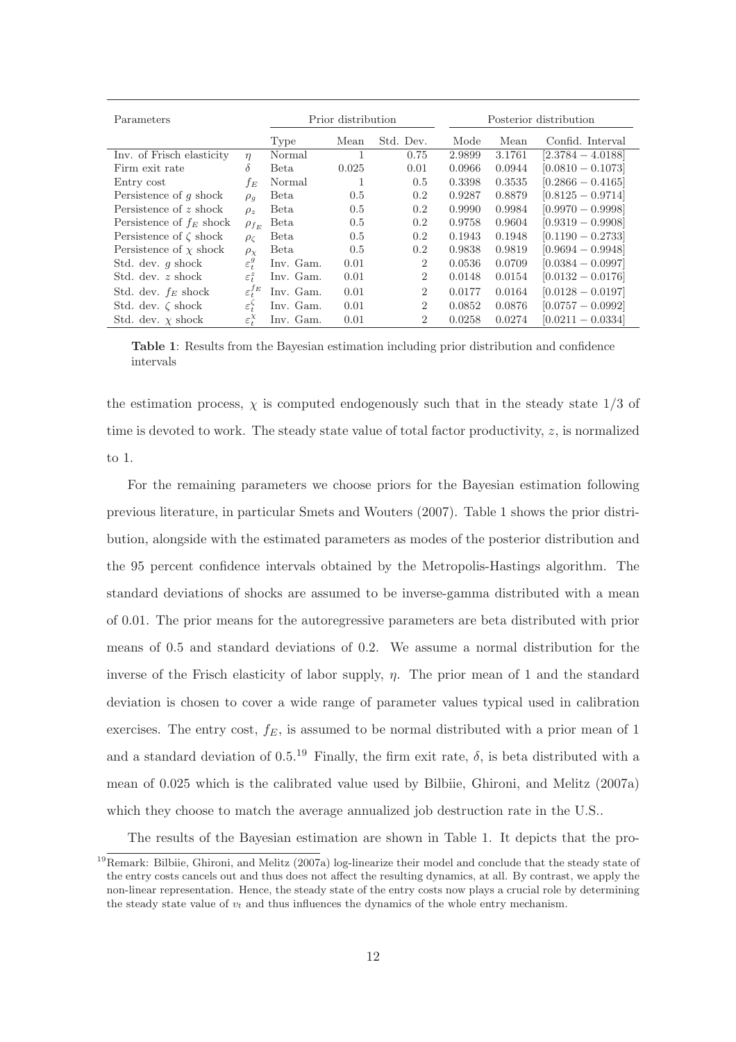| Parameters | | Prior distribution | | | Posterior distribution | | |
|---|---|---|---|---|---|---|---|
| | | Type | Mean | Std. Dev. | Mode | Mean | Confid. Interval |
| Inv. of Frisch elasticity | $\eta$ | Normal | 1 | 0.75 | 2.9899 | 3.1761 | $[2.3784 - 4.0188]$ |
| Firm exit rate | $\delta$ | Beta | 0.025 | 0.01 | 0.0966 | 0.0944 | $[0.0810 - 0.1073]$ |
| Entry cost | $f_E$ | Normal | 1 | 0.5 | 0.3398 | 0.3535 | $[0.2866 - 0.4165]$ |
| Persistence of $g$ shock | $\rho_g$ | Beta | 0.5 | 0.2 | 0.9287 | 0.8879 | $[0.8125 - 0.9714]$ |
| Persistence of $z$ shock | $\rho_z$ | Beta | 0.5 | 0.2 | 0.9990 | 0.9984 | $[0.9970 - 0.9998]$ |
| Persistence of $f_E$ shock | $\rho_{f_E}$ | Beta | 0.5 | 0.2 | 0.9758 | 0.9604 | $[0.9319 - 0.9908]$ |
| Persistence of $\zeta$ shock | $\rho_\zeta$ | Beta | 0.5 | 0.2 | 0.1943 | 0.1948 | $[0.1190 - 0.2733]$ |
| Persistence of $\chi$ shock | $\rho_\chi$ | Beta | 0.5 | 0.2 | 0.9838 | 0.9819 | $[0.9694 - 0.9948]$ |
| Std. dev. $g$ shock | $\varepsilon_t^g$ | Inv. Gam. | 0.01 | 2 | 0.0536 | 0.0709 | $[0.0384 - 0.0997]$ |
| Std. dev. $z$ shock | $\varepsilon_t^z$ | Inv. Gam. | 0.01 | 2 | 0.0148 | 0.0154 | $[0.0132 - 0.0176]$ |
| Std. dev. $f_E$ shock | $\varepsilon_t^{f_E}$ | Inv. Gam. | 0.01 | 2 | 0.0177 | 0.0164 | $[0.0128 - 0.0197]$ |
| Std. dev. $\zeta$ shock | $\varepsilon_t^\zeta$ | Inv. Gam. | 0.01 | 2 | 0.0852 | 0.0876 | $[0.0757 - 0.0992]$ |
| Std. dev. $\chi$ shock | $\varepsilon_t^\chi$ | Inv. Gam. | 0.01 | 2 | 0.0258 | 0.0274 | $[0.0211 - 0.0334]$ |

**Table 1**: Results from the Bayesian estimation including prior distribution and confidence intervals

the estimation process, $\chi$ is computed endogenously such that in the steady state 1/3 of time is devoted to work. The steady state value of total factor productivity, $z$, is normalized to 1.

For the remaining parameters we choose priors for the Bayesian estimation following previous literature, in particular Smets and Wouters (2007). Table 1 shows the prior distribution, alongside with the estimated parameters as modes of the posterior distribution and the 95 percent confidence intervals obtained by the Metropolis-Hastings algorithm. The standard deviations of shocks are assumed to be inverse-gamma distributed with a mean of 0.01. The prior means for the autoregressive parameters are beta distributed with prior means of 0.5 and standard deviations of 0.2. We assume a normal distribution for the inverse of the Frisch elasticity of labor supply, $\eta$. The prior mean of 1 and the standard deviation is chosen to cover a wide range of parameter values typical used in calibration exercises. The entry cost, $f_E$, is assumed to be normal distributed with a prior mean of 1 and a standard deviation of 0.5.[19] Finally, the firm exit rate, $\delta$, is beta distributed with a mean of 0.025 which is the calibrated value used by Bilbiie, Ghironi, and Melitz (2007a) which they choose to match the average annualized job destruction rate in the U.S..

The results of the Bayesian estimation are shown in Table 1. It depicts that the pro-

[19] Remark: Bilbiie, Ghironi, and Melitz (2007a) log-linearize their model and conclude that the steady state of the entry costs cancels out and thus does not affect the resulting dynamics, at all. By contrast, we apply the non-linear representation. Hence, the steady state of the entry costs now plays a crucial role by determining the steady state value of $v_t$ and thus influences the dynamics of the whole entry mechanism.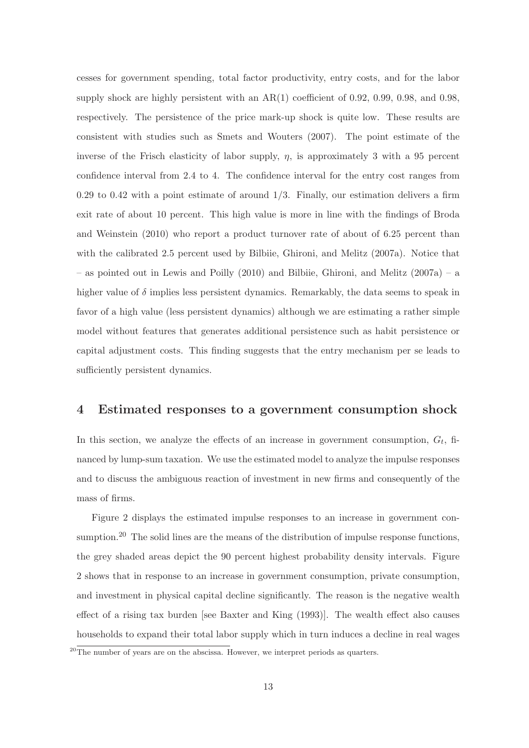cesses for government spending, total factor productivity, entry costs, and for the labor supply shock are highly persistent with an AR(1) coefficient of 0.92, 0.99, 0.98, and 0.98, respectively. The persistence of the price mark-up shock is quite low. These results are consistent with studies such as Smets and Wouters (2007). The point estimate of the inverse of the Frisch elasticity of labor supply, $\eta$, is approximately 3 with a 95 percent confidence interval from 2.4 to 4. The confidence interval for the entry cost ranges from 0.29 to 0.42 with a point estimate of around 1/3. Finally, our estimation delivers a firm exit rate of about 10 percent. This high value is more in line with the findings of Broda and Weinstein (2010) who report a product turnover rate of about of 6.25 percent than with the calibrated 2.5 percent used by Bilbiie, Ghironi, and Melitz (2007a). Notice that – as pointed out in Lewis and Poilly (2010) and Bilbiie, Ghironi, and Melitz (2007a) – a higher value of $\delta$ implies less persistent dynamics. Remarkably, the data seems to speak in favor of a high value (less persistent dynamics) although we are estimating a rather simple model without features that generates additional persistence such as habit persistence or capital adjustment costs. This finding suggests that the entry mechanism per se leads to sufficiently persistent dynamics.

## 4 Estimated responses to a government consumption shock

In this section, we analyze the effects of an increase in government consumption, $G_t$, financed by lump-sum taxation. We use the estimated model to analyze the impulse responses and to discuss the ambiguous reaction of investment in new firms and consequently of the mass of firms.

Figure 2 displays the estimated impulse responses to an increase in government consumption.[20] The solid lines are the means of the distribution of impulse response functions, the grey shaded areas depict the 90 percent highest probability density intervals. Figure 2 shows that in response to an increase in government consumption, private consumption, and investment in physical capital decline significantly. The reason is the negative wealth effect of a rising tax burden [see Baxter and King (1993)]. The wealth effect also causes households to expand their total labor supply which in turn induces a decline in real wages

[20] The number of years are on the abscissa. However, we interpret periods as quarters.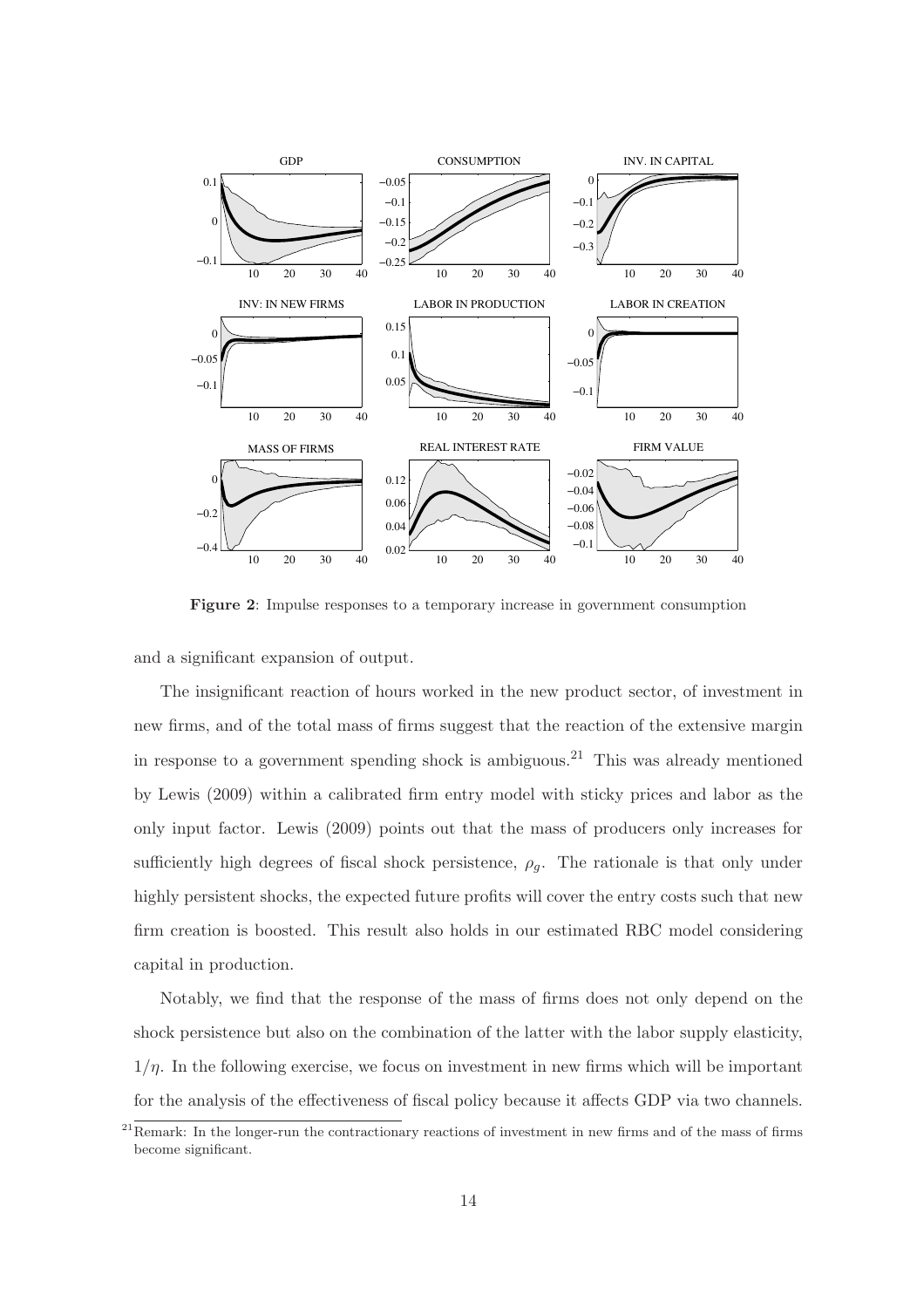**Figure 2**: Impulse responses to a temporary increase in government consumption

and a significant expansion of output.

The insignificant reaction of hours worked in the new product sector, of investment in new firms, and of the total mass of firms suggest that the reaction of the extensive margin in response to a government spending shock is ambiguous.[21] This was already mentioned by Lewis (2009) within a calibrated firm entry model with sticky prices and labor as the only input factor. Lewis (2009) points out that the mass of producers only increases for sufficiently high degrees of fiscal shock persistence, $\rho_g$. The rationale is that only under highly persistent shocks, the expected future profits will cover the entry costs such that new firm creation is boosted. This result also holds in our estimated RBC model considering capital in production.

Notably, we find that the response of the mass of firms does not only depend on the shock persistence but also on the combination of the latter with the labor supply elasticity, $1/\eta$. In the following exercise, we focus on investment in new firms which will be important for the analysis of the effectiveness of fiscal policy because it affects GDP via two channels.

[21] Remark: In the longer-run the contractionary reactions of investment in new firms and of the mass of firms become significant.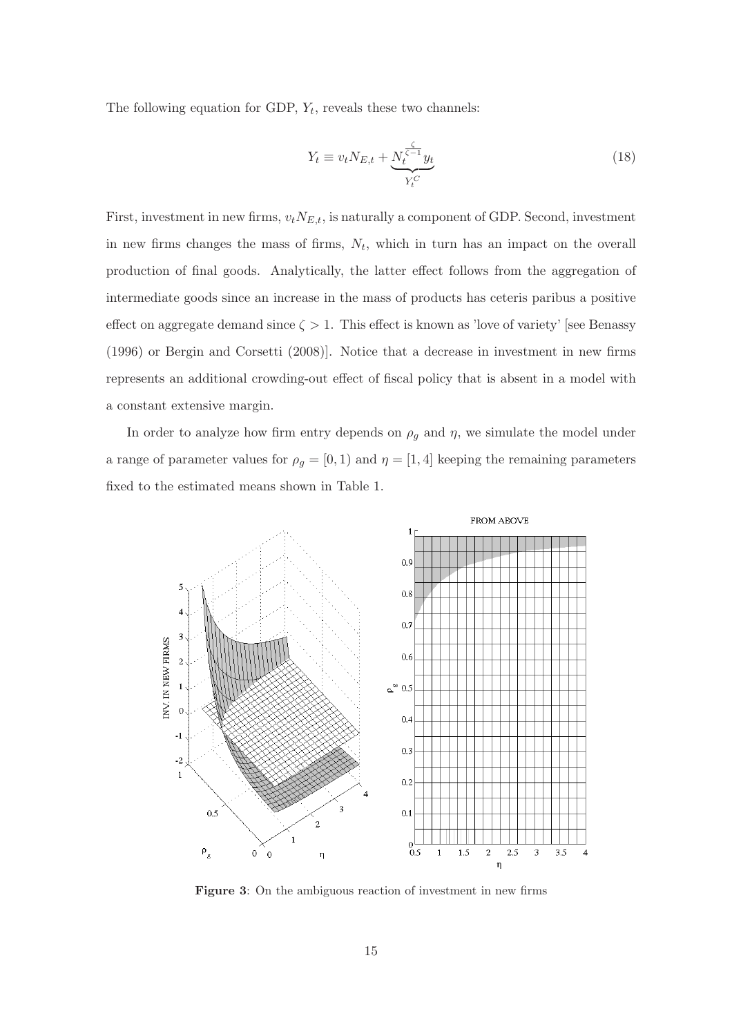The following equation for GDP, $Y_t$, reveals these two channels:

$$Y_t \equiv v_t N_{E,t} + \underbrace{N_t^{\frac{\zeta}{\zeta-1}} y_t}_{Y_t^C} \tag{18}$$

First, investment in new firms, $v_t N_{E,t}$, is naturally a component of GDP. Second, investment in new firms changes the mass of firms, $N_t$, which in turn has an impact on the overall production of final goods. Analytically, the latter effect follows from the aggregation of intermediate goods since an increase in the mass of products has ceteris paribus a positive effect on aggregate demand since $\zeta > 1$. This effect is known as 'love of variety' [see Benassy (1996) or Bergin and Corsetti (2008)]. Notice that a decrease in investment in new firms represents an additional crowding-out effect of fiscal policy that is absent in a model with a constant extensive margin.

In order to analyze how firm entry depends on $\rho_g$ and $\eta$, we simulate the model under a range of parameter values for $\rho_g = [0, 1)$ and $\eta = [1, 4]$ keeping the remaining parameters fixed to the estimated means shown in Table 1.

**Figure 3**: On the ambiguous reaction of investment in new firms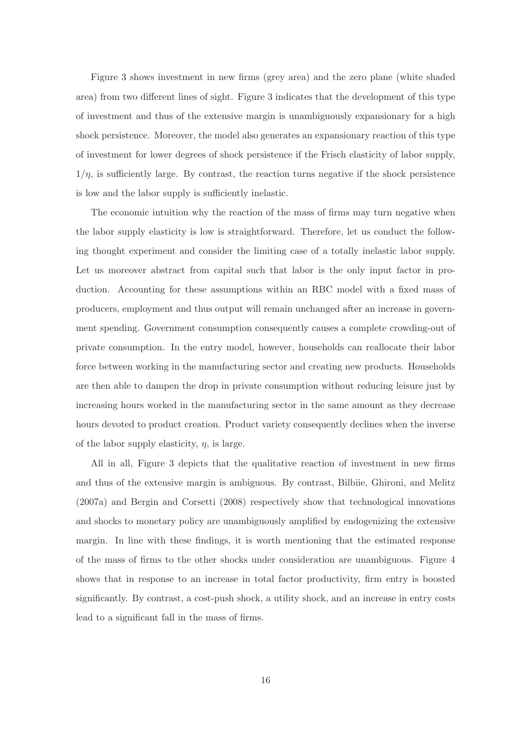Figure 3 shows investment in new firms (grey area) and the zero plane (white shaded area) from two different lines of sight. Figure 3 indicates that the development of this type of investment and thus of the extensive margin is unambiguously expansionary for a high shock persistence. Moreover, the model also generates an expansionary reaction of this type of investment for lower degrees of shock persistence if the Frisch elasticity of labor supply, $1/\eta$, is sufficiently large. By contrast, the reaction turns negative if the shock persistence is low and the labor supply is sufficiently inelastic.

The economic intuition why the reaction of the mass of firms may turn negative when the labor supply elasticity is low is straightforward. Therefore, let us conduct the following thought experiment and consider the limiting case of a totally inelastic labor supply. Let us moreover abstract from capital such that labor is the only input factor in production. Accounting for these assumptions within an RBC model with a fixed mass of producers, employment and thus output will remain unchanged after an increase in government spending. Government consumption consequently causes a complete crowding-out of private consumption. In the entry model, however, households can reallocate their labor force between working in the manufacturing sector and creating new products. Households are then able to dampen the drop in private consumption without reducing leisure just by increasing hours worked in the manufacturing sector in the same amount as they decrease hours devoted to product creation. Product variety consequently declines when the inverse of the labor supply elasticity, $\eta$, is large.

All in all, Figure 3 depicts that the qualitative reaction of investment in new firms and thus of the extensive margin is ambiguous. By contrast, Bilbiie, Ghironi, and Melitz (2007a) and Bergin and Corsetti (2008) respectively show that technological innovations and shocks to monetary policy are unambiguously amplified by endogenizing the extensive margin. In line with these findings, it is worth mentioning that the estimated response of the mass of firms to the other shocks under consideration are unambiguous. Figure 4 shows that in response to an increase in total factor productivity, firm entry is boosted significantly. By contrast, a cost-push shock, a utility shock, and an increase in entry costs lead to a significant fall in the mass of firms.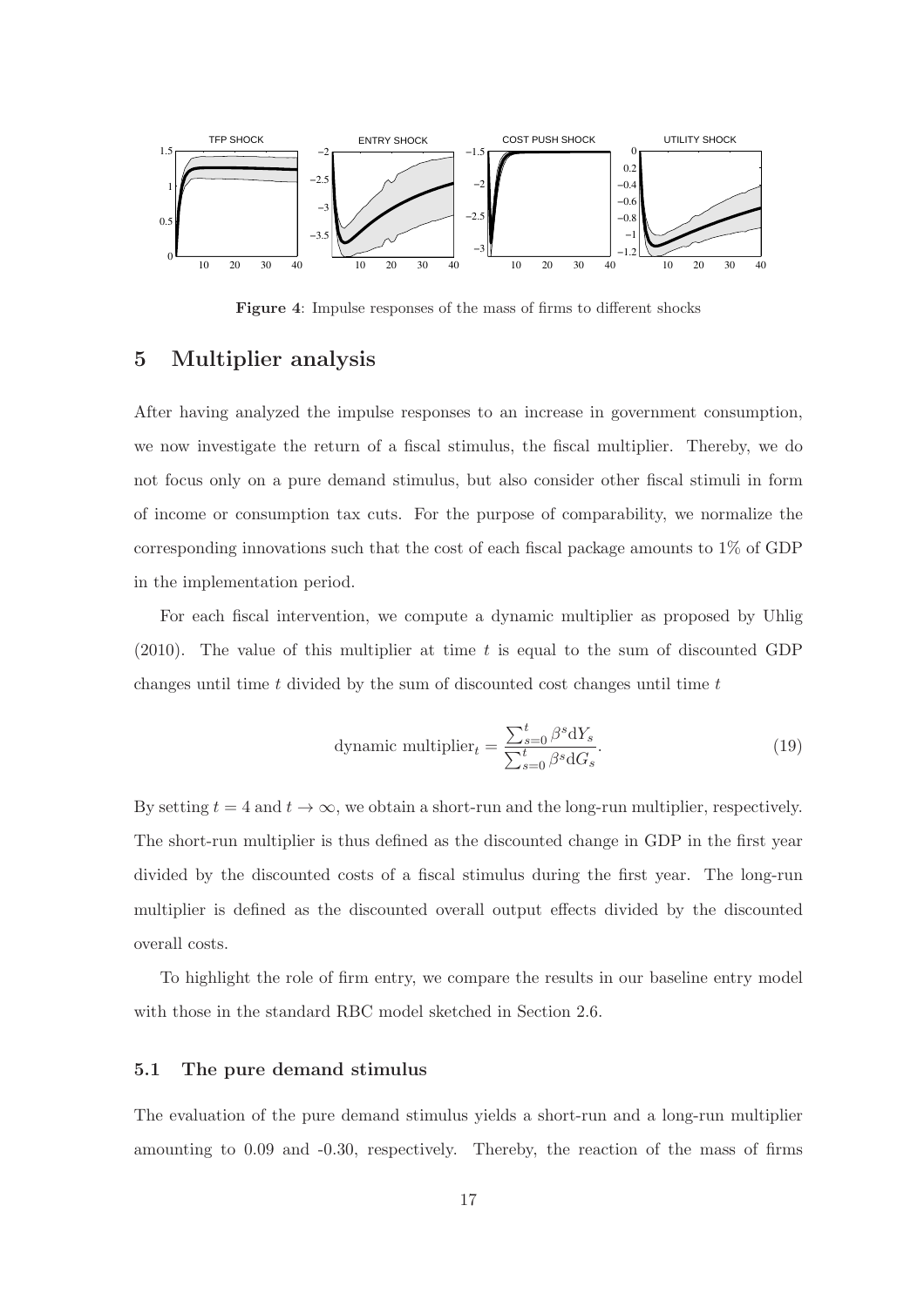**Figure 4**: Impulse responses of the mass of firms to different shocks

## 5 Multiplier analysis

After having analyzed the impulse responses to an increase in government consumption, we now investigate the return of a fiscal stimulus, the fiscal multiplier. Thereby, we do not focus only on a pure demand stimulus, but also consider other fiscal stimuli in form of income or consumption tax cuts. For the purpose of comparability, we normalize the corresponding innovations such that the cost of each fiscal package amounts to 1% of GDP in the implementation period.

For each fiscal intervention, we compute a dynamic multiplier as proposed by Uhlig (2010). The value of this multiplier at time $t$ is equal to the sum of discounted GDP changes until time $t$ divided by the sum of discounted cost changes until time $t$

$$\text{dynamic multiplier}_t = \frac{\sum_{s=0}^{t} \beta^s \mathrm{d}Y_s}{\sum_{s=0}^{t} \beta^s \mathrm{d}G_s}. \tag{19}$$

By setting $t = 4$ and $t \to \infty$, we obtain a short-run and the long-run multiplier, respectively. The short-run multiplier is thus defined as the discounted change in GDP in the first year divided by the discounted costs of a fiscal stimulus during the first year. The long-run multiplier is defined as the discounted overall output effects divided by the discounted overall costs.

To highlight the role of firm entry, we compare the results in our baseline entry model with those in the standard RBC model sketched in Section 2.6.

### 5.1 The pure demand stimulus

The evaluation of the pure demand stimulus yields a short-run and a long-run multiplier amounting to 0.09 and -0.30, respectively. Thereby, the reaction of the mass of firms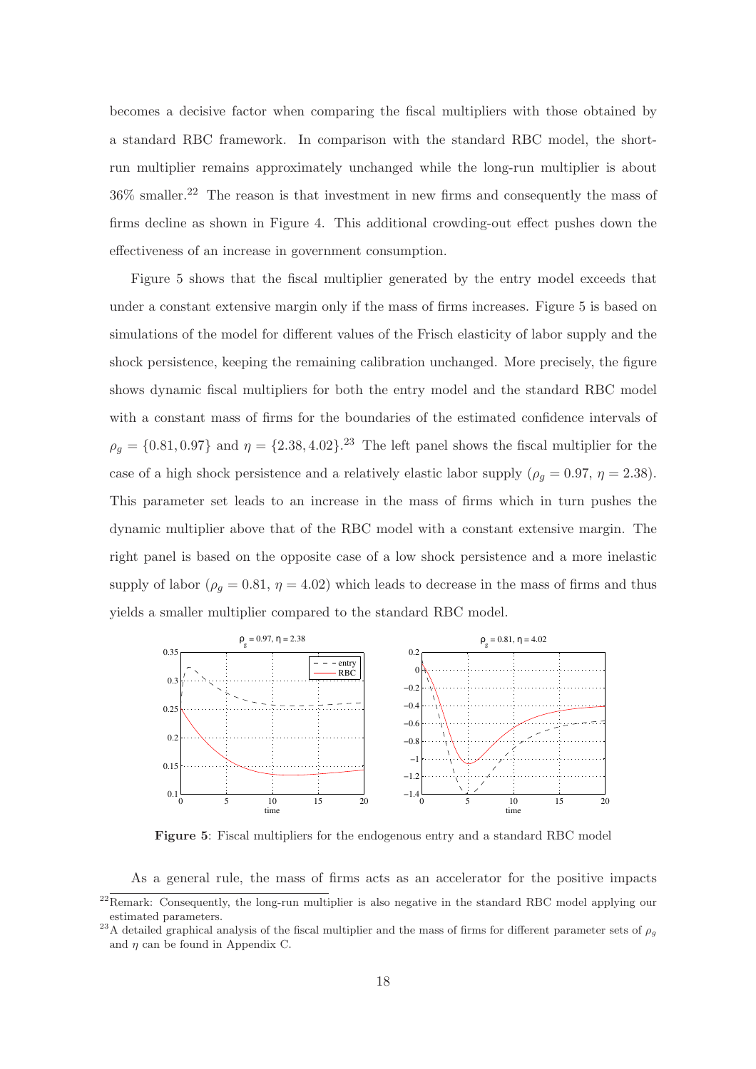becomes a decisive factor when comparing the fiscal multipliers with those obtained by a standard RBC framework. In comparison with the standard RBC model, the short-run multiplier remains approximately unchanged while the long-run multiplier is about 36% smaller.[22] The reason is that investment in new firms and consequently the mass of firms decline as shown in Figure 4. This additional crowding-out effect pushes down the effectiveness of an increase in government consumption.

Figure 5 shows that the fiscal multiplier generated by the entry model exceeds that under a constant extensive margin only if the mass of firms increases. Figure 5 is based on simulations of the model for different values of the Frisch elasticity of labor supply and the shock persistence, keeping the remaining calibration unchanged. More precisely, the figure shows dynamic fiscal multipliers for both the entry model and the standard RBC model with a constant mass of firms for the boundaries of the estimated confidence intervals of $\rho_g = \{0.81, 0.97\}$ and $\eta = \{2.38, 4.02\}$.[23] The left panel shows the fiscal multiplier for the case of a high shock persistence and a relatively elastic labor supply ($\rho_g = 0.97$, $\eta = 2.38$). This parameter set leads to an increase in the mass of firms which in turn pushes the dynamic multiplier above that of the RBC model with a constant extensive margin. The right panel is based on the opposite case of a low shock persistence and a more inelastic supply of labor ($\rho_g = 0.81$, $\eta = 4.02$) which leads to decrease in the mass of firms and thus yields a smaller multiplier compared to the standard RBC model.

**Figure 5**: Fiscal multipliers for the endogenous entry and a standard RBC model

As a general rule, the mass of firms acts as an accelerator for the positive impacts

[22] Remark: Consequently, the long-run multiplier is also negative in the standard RBC model applying our estimated parameters.

[23] A detailed graphical analysis of the fiscal multiplier and the mass of firms for different parameter sets of $\rho_g$ and $\eta$ can be found in Appendix C.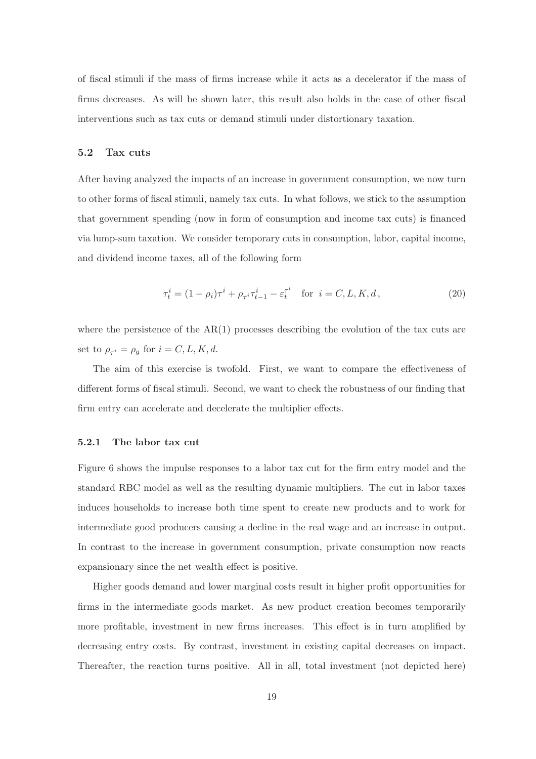of fiscal stimuli if the mass of firms increase while it acts as a decelerator if the mass of firms decreases. As will be shown later, this result also holds in the case of other fiscal interventions such as tax cuts or demand stimuli under distortionary taxation.

### 5.2 Tax cuts

After having analyzed the impacts of an increase in government consumption, we now turn to other forms of fiscal stimuli, namely tax cuts. In what follows, we stick to the assumption that government spending (now in form of consumption and income tax cuts) is financed via lump-sum taxation. We consider temporary cuts in consumption, labor, capital income, and dividend income taxes, all of the following form

$$\tau_t^i = (1 - \rho_i)\tau^i + \rho_{\tau^i}\tau_{t-1}^i - \varepsilon_t^{\tau^i} \quad \text{for } \ i = C, L, K, d\,, \tag{20}$$

where the persistence of the AR(1) processes describing the evolution of the tax cuts are set to $\rho_{\tau^i} = \rho_g$ for $i = C, L, K, d$.

The aim of this exercise is twofold. First, we want to compare the effectiveness of different forms of fiscal stimuli. Second, we want to check the robustness of our finding that firm entry can accelerate and decelerate the multiplier effects.

#### 5.2.1 The labor tax cut

Figure 6 shows the impulse responses to a labor tax cut for the firm entry model and the standard RBC model as well as the resulting dynamic multipliers. The cut in labor taxes induces households to increase both time spent to create new products and to work for intermediate good producers causing a decline in the real wage and an increase in output. In contrast to the increase in government consumption, private consumption now reacts expansionary since the net wealth effect is positive.

Higher goods demand and lower marginal costs result in higher profit opportunities for firms in the intermediate goods market. As new product creation becomes temporarily more profitable, investment in new firms increases. This effect is in turn amplified by decreasing entry costs. By contrast, investment in existing capital decreases on impact. Thereafter, the reaction turns positive. All in all, total investment (not depicted here)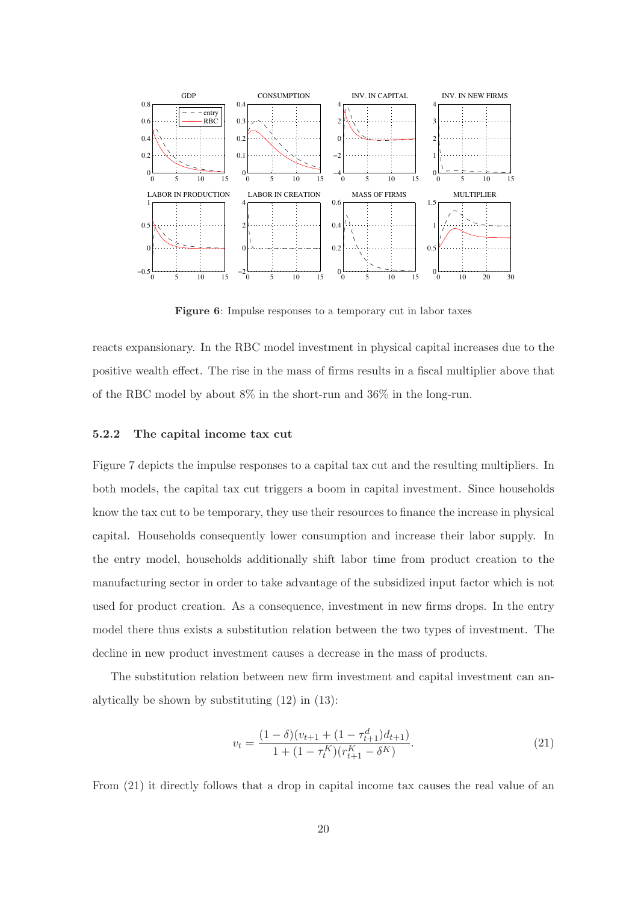**Figure 6**: Impulse responses to a temporary cut in labor taxes

reacts expansionary. In the RBC model investment in physical capital increases due to the positive wealth effect. The rise in the mass of firms results in a fiscal multiplier above that of the RBC model by about 8% in the short-run and 36% in the long-run.

### 5.2.2 The capital income tax cut

Figure 7 depicts the impulse responses to a capital tax cut and the resulting multipliers. In both models, the capital tax cut triggers a boom in capital investment. Since households know the tax cut to be temporary, they use their resources to finance the increase in physical capital. Households consequently lower consumption and increase their labor supply. In the entry model, households additionally shift labor time from product creation to the manufacturing sector in order to take advantage of the subsidized input factor which is not used for product creation. As a consequence, investment in new firms drops. In the entry model there thus exists a substitution relation between the two types of investment. The decline in new product investment causes a decrease in the mass of products.

The substitution relation between new firm investment and capital investment can analytically be shown by substituting (12) in (13):

$$v_t = \frac{(1-\delta)(v_{t+1} + (1-\tau_{t+1}^d)d_{t+1})}{1 + (1-\tau_t^K)(r_{t+1}^K - \delta^K)}. \tag{21}$$

From (21) it directly follows that a drop in capital income tax causes the real value of an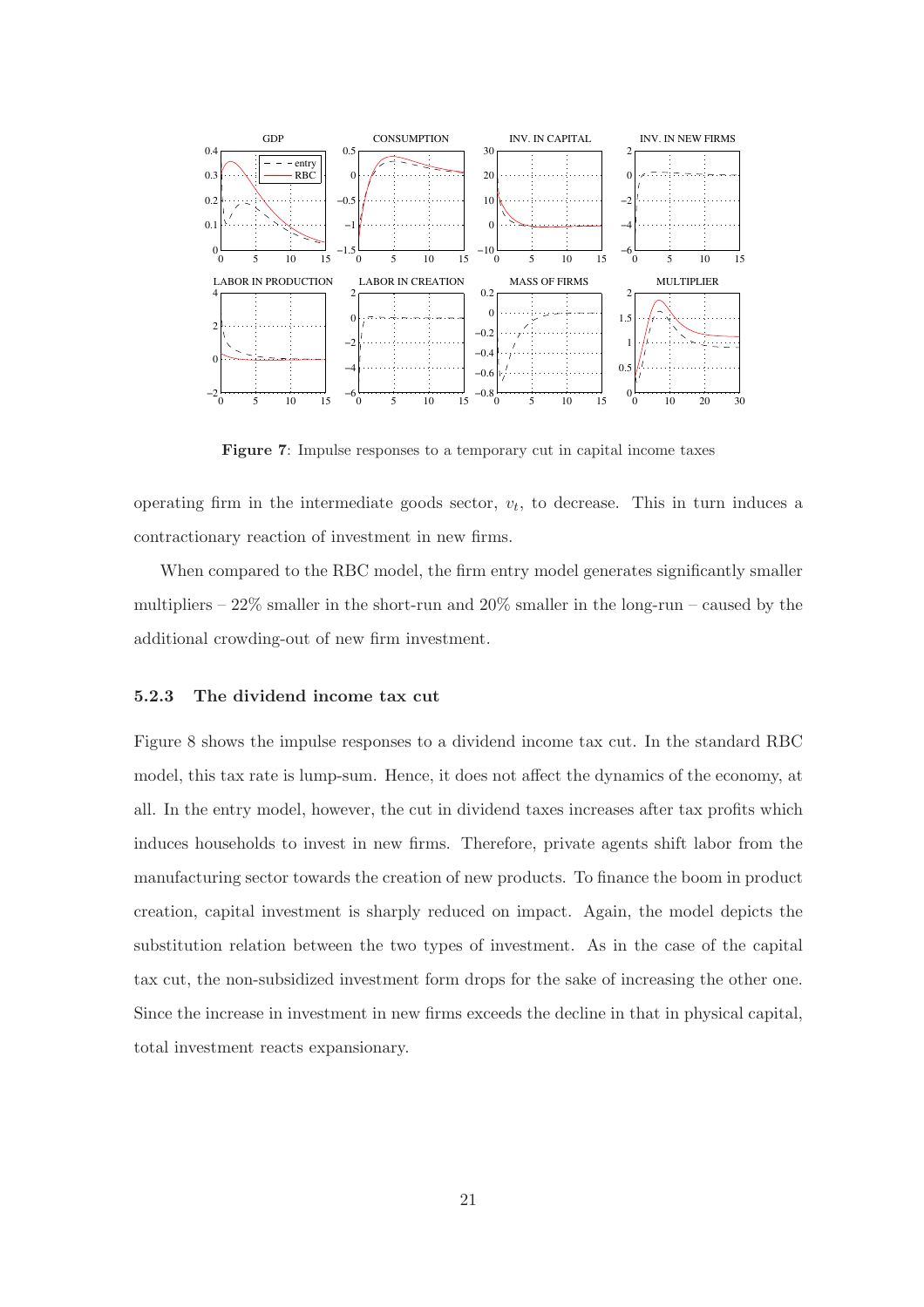**Figure 7**: Impulse responses to a temporary cut in capital income taxes

operating firm in the intermediate goods sector, $v_t$, to decrease. This in turn induces a contractionary reaction of investment in new firms.

When compared to the RBC model, the firm entry model generates significantly smaller multipliers – 22% smaller in the short-run and 20% smaller in the long-run – caused by the additional crowding-out of new firm investment.

### 5.2.3 The dividend income tax cut

Figure 8 shows the impulse responses to a dividend income tax cut. In the standard RBC model, this tax rate is lump-sum. Hence, it does not affect the dynamics of the economy, at all. In the entry model, however, the cut in dividend taxes increases after tax profits which induces households to invest in new firms. Therefore, private agents shift labor from the manufacturing sector towards the creation of new products. To finance the boom in product creation, capital investment is sharply reduced on impact. Again, the model depicts the substitution relation between the two types of investment. As in the case of the capital tax cut, the non-subsidized investment form drops for the sake of increasing the other one. Since the increase in investment in new firms exceeds the decline in that in physical capital, total investment reacts expansionary.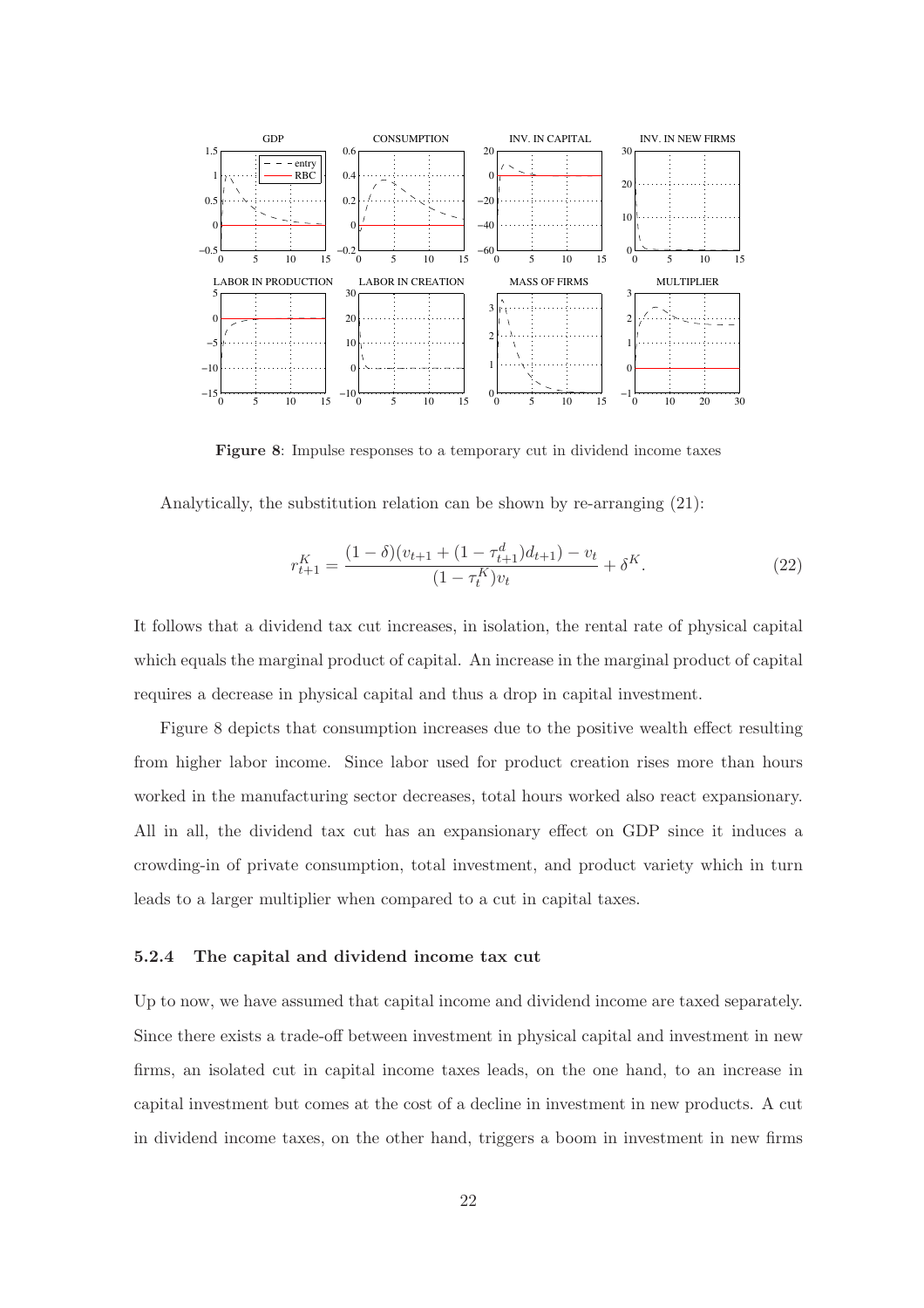**Figure 8**: Impulse responses to a temporary cut in dividend income taxes

Analytically, the substitution relation can be shown by re-arranging (21):

$$r_{t+1}^K = \frac{(1-\delta)(v_{t+1} + (1-\tau_{t+1}^d)d_{t+1}) - v_t}{(1-\tau_t^K)v_t} + \delta^K. \tag{22}$$

It follows that a dividend tax cut increases, in isolation, the rental rate of physical capital which equals the marginal product of capital. An increase in the marginal product of capital requires a decrease in physical capital and thus a drop in capital investment.

Figure 8 depicts that consumption increases due to the positive wealth effect resulting from higher labor income. Since labor used for product creation rises more than hours worked in the manufacturing sector decreases, total hours worked also react expansionary. All in all, the dividend tax cut has an expansionary effect on GDP since it induces a crowding-in of private consumption, total investment, and product variety which in turn leads to a larger multiplier when compared to a cut in capital taxes.

### 5.2.4 The capital and dividend income tax cut

Up to now, we have assumed that capital income and dividend income are taxed separately. Since there exists a trade-off between investment in physical capital and investment in new firms, an isolated cut in capital income taxes leads, on the one hand, to an increase in capital investment but comes at the cost of a decline in investment in new products. A cut in dividend income taxes, on the other hand, triggers a boom in investment in new firms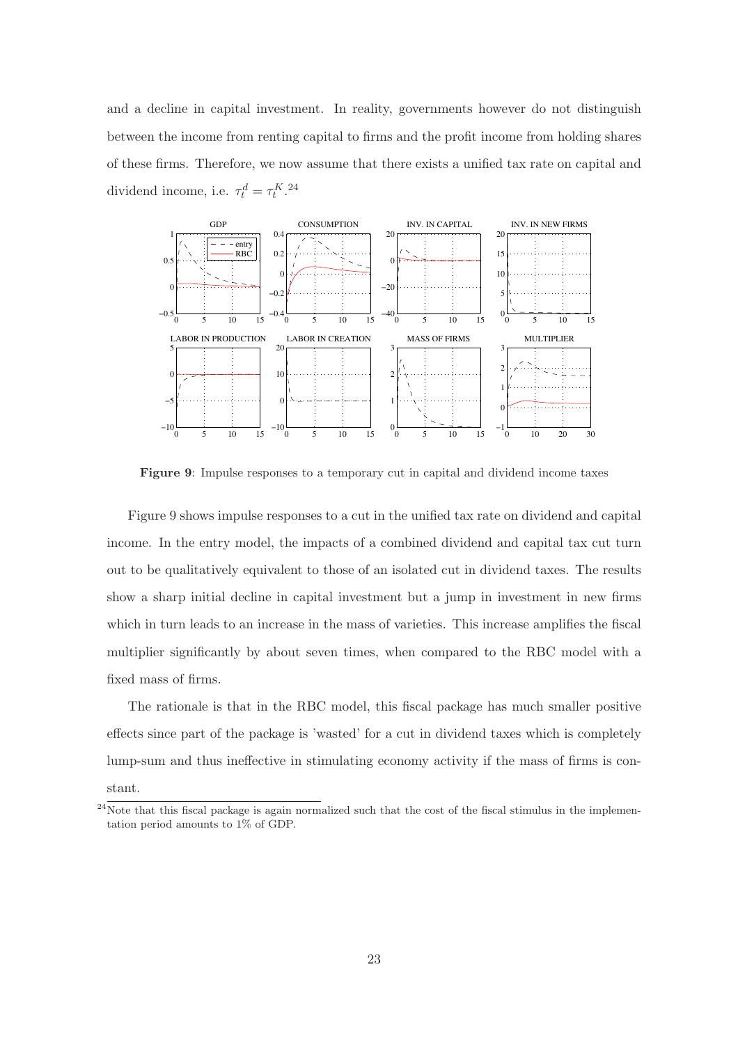and a decline in capital investment. In reality, governments however do not distinguish between the income from renting capital to firms and the profit income from holding shares of these firms. Therefore, we now assume that there exists a unified tax rate on capital and dividend income, i.e. $\tau_t^d = \tau_t^K$.[24]

**Figure 9**: Impulse responses to a temporary cut in capital and dividend income taxes

Figure 9 shows impulse responses to a cut in the unified tax rate on dividend and capital income. In the entry model, the impacts of a combined dividend and capital tax cut turn out to be qualitatively equivalent to those of an isolated cut in dividend taxes. The results show a sharp initial decline in capital investment but a jump in investment in new firms which in turn leads to an increase in the mass of varieties. This increase amplifies the fiscal multiplier significantly by about seven times, when compared to the RBC model with a fixed mass of firms.

The rationale is that in the RBC model, this fiscal package has much smaller positive effects since part of the package is 'wasted' for a cut in dividend taxes which is completely lump-sum and thus ineffective in stimulating economy activity if the mass of firms is constant.

[24] Note that this fiscal package is again normalized such that the cost of the fiscal stimulus in the implementation period amounts to 1% of GDP.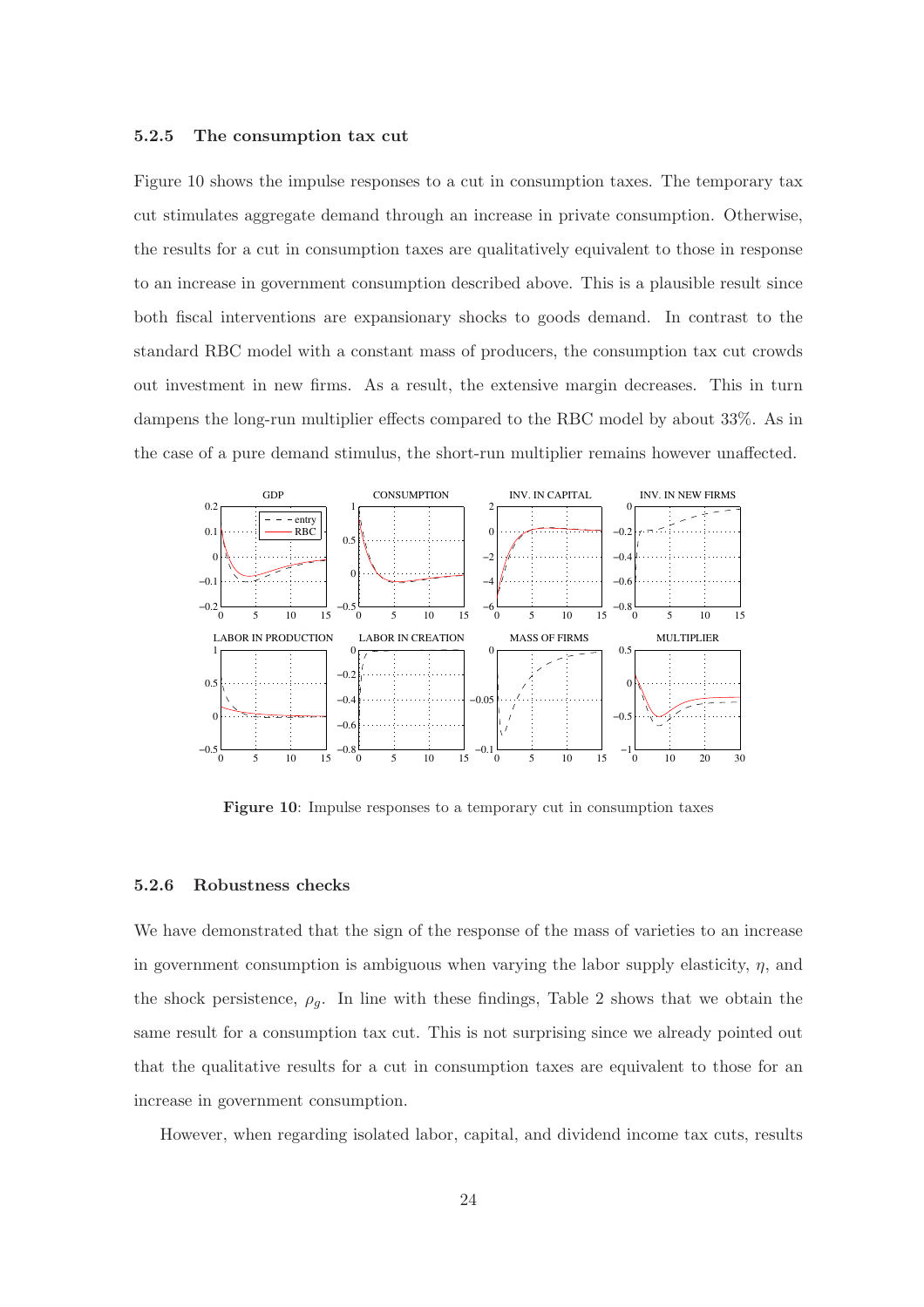### 5.2.5 The consumption tax cut

Figure 10 shows the impulse responses to a cut in consumption taxes. The temporary tax cut stimulates aggregate demand through an increase in private consumption. Otherwise, the results for a cut in consumption taxes are qualitatively equivalent to those in response to an increase in government consumption described above. This is a plausible result since both fiscal interventions are expansionary shocks to goods demand. In contrast to the standard RBC model with a constant mass of producers, the consumption tax cut crowds out investment in new firms. As a result, the extensive margin decreases. This in turn dampens the long-run multiplier effects compared to the RBC model by about 33%. As in the case of a pure demand stimulus, the short-run multiplier remains however unaffected.

**Figure 10**: Impulse responses to a temporary cut in consumption taxes

### 5.2.6 Robustness checks

We have demonstrated that the sign of the response of the mass of varieties to an increase in government consumption is ambiguous when varying the labor supply elasticity, $\eta$, and the shock persistence, $\rho_g$. In line with these findings, Table 2 shows that we obtain the same result for a consumption tax cut. This is not surprising since we already pointed out that the qualitative results for a cut in consumption taxes are equivalent to those for an increase in government consumption.

However, when regarding isolated labor, capital, and dividend income tax cuts, results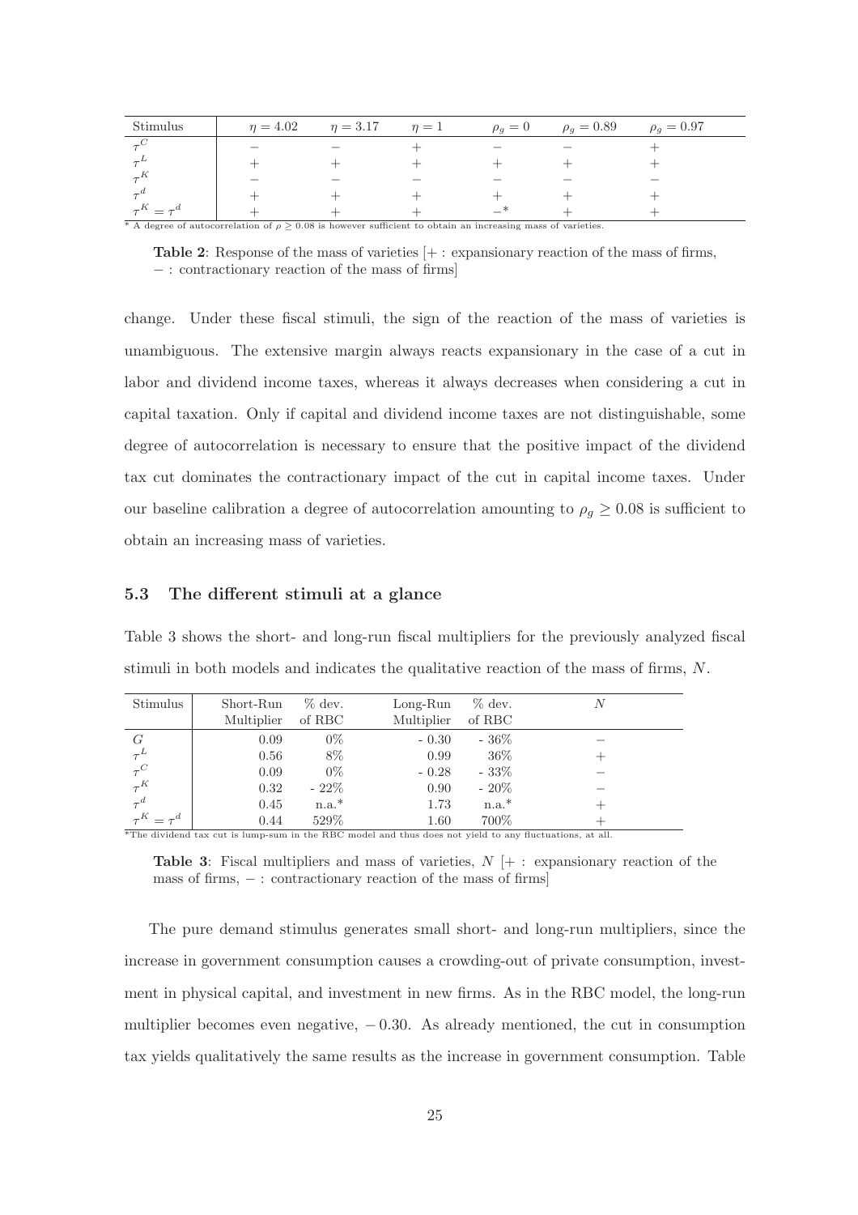| Stimulus | $\eta = 4.02$ | $\eta = 3.17$ | $\eta = 1$ | $\rho_g = 0$ | $\rho_g = 0.89$ | $\rho_g = 0.97$ |
|---|---|---|---|---|---|---|
| $\tau^C$ | $-$ | $-$ | $+$ | $-$ | $-$ | $+$ |
| $\tau^L$ | $+$ | $+$ | $+$ | $+$ | $+$ | $+$ |
| $\tau^K$ | $-$ | $-$ | $-$ | $-$ | $-$ | $-$ |
| $\tau^d$ | $+$ | $+$ | $+$ | $+$ | $+$ | $+$ |
| $\tau^K = \tau^d$ | $+$ | $+$ | $+$ | $-$* | $+$ | $+$ |

* A degree of autocorrelation of $\rho \geq 0.08$ is however sufficient to obtain an increasing mass of varieties.

**Table 2**: Response of the mass of varieties [$+$ : expansionary reaction of the mass of firms, $-$ : contractionary reaction of the mass of firms]

change. Under these fiscal stimuli, the sign of the reaction of the mass of varieties is unambiguous. The extensive margin always reacts expansionary in the case of a cut in labor and dividend income taxes, whereas it always decreases when considering a cut in capital taxation. Only if capital and dividend income taxes are not distinguishable, some degree of autocorrelation is necessary to ensure that the positive impact of the dividend tax cut dominates the contractionary impact of the cut in capital income taxes. Under our baseline calibration a degree of autocorrelation amounting to $\rho_g \geq 0.08$ is sufficient to obtain an increasing mass of varieties.

### 5.3 The different stimuli at a glance

Table 3 shows the short- and long-run fiscal multipliers for the previously analyzed fiscal stimuli in both models and indicates the qualitative reaction of the mass of firms, $N$.

| Stimulus | Short-Run Multiplier | % dev. of RBC | Long-Run Multiplier | % dev. of RBC | $N$ |
|---|---|---|---|---|---|
| $G$ | 0.09 | 0% | - 0.30 | - 36% | $-$ |
| $\tau^L$ | 0.56 | 8% | 0.99 | 36% | $+$ |
| $\tau^C$ | 0.09 | 0% | - 0.28 | - 33% | $-$ |
| $\tau^K$ | 0.32 | - 22% | 0.90 | - 20% | $-$ |
| $\tau^d$ | 0.45 | n.a.* | 1.73 | n.a.* | $+$ |
| $\tau^K = \tau^d$ | 0.44 | 529% | 1.60 | 700% | $+$ |

*The dividend tax cut is lump-sum in the RBC model and thus does not yield to any fluctuations, at all.

**Table 3**: Fiscal multipliers and mass of varieties, $N$ [$+$ : expansionary reaction of the mass of firms, $-$ : contractionary reaction of the mass of firms]

The pure demand stimulus generates small short- and long-run multipliers, since the increase in government consumption causes a crowding-out of private consumption, investment in physical capital, and investment in new firms. As in the RBC model, the long-run multiplier becomes even negative, $-0.30$. As already mentioned, the cut in consumption tax yields qualitatively the same results as the increase in government consumption. Table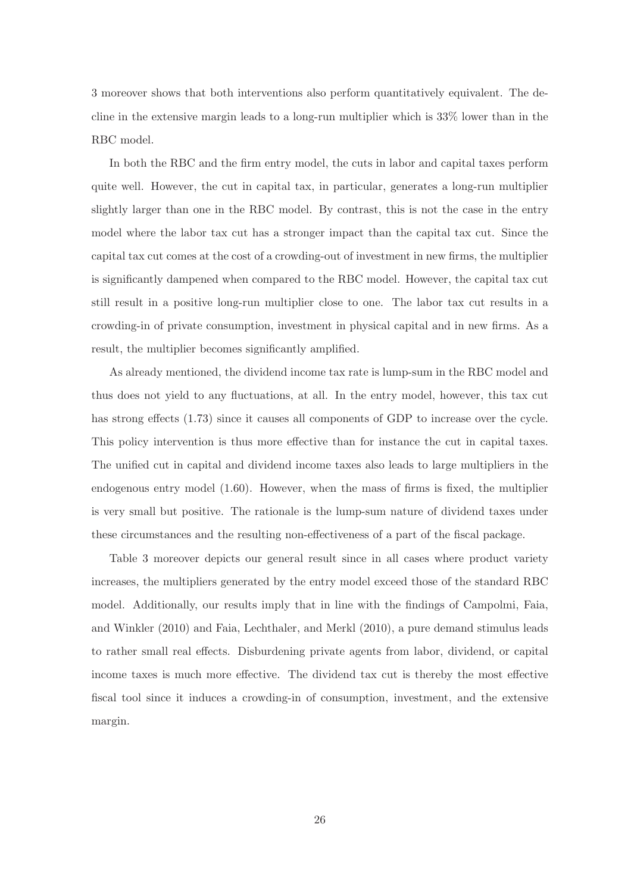3 moreover shows that both interventions also perform quantitatively equivalent. The decline in the extensive margin leads to a long-run multiplier which is 33% lower than in the RBC model.

In both the RBC and the firm entry model, the cuts in labor and capital taxes perform quite well. However, the cut in capital tax, in particular, generates a long-run multiplier slightly larger than one in the RBC model. By contrast, this is not the case in the entry model where the labor tax cut has a stronger impact than the capital tax cut. Since the capital tax cut comes at the cost of a crowding-out of investment in new firms, the multiplier is significantly dampened when compared to the RBC model. However, the capital tax cut still result in a positive long-run multiplier close to one. The labor tax cut results in a crowding-in of private consumption, investment in physical capital and in new firms. As a result, the multiplier becomes significantly amplified.

As already mentioned, the dividend income tax rate is lump-sum in the RBC model and thus does not yield to any fluctuations, at all. In the entry model, however, this tax cut has strong effects (1.73) since it causes all components of GDP to increase over the cycle. This policy intervention is thus more effective than for instance the cut in capital taxes. The unified cut in capital and dividend income taxes also leads to large multipliers in the endogenous entry model (1.60). However, when the mass of firms is fixed, the multiplier is very small but positive. The rationale is the lump-sum nature of dividend taxes under these circumstances and the resulting non-effectiveness of a part of the fiscal package.

Table 3 moreover depicts our general result since in all cases where product variety increases, the multipliers generated by the entry model exceed those of the standard RBC model. Additionally, our results imply that in line with the findings of Campolmi, Faia, and Winkler (2010) and Faia, Lechthaler, and Merkl (2010), a pure demand stimulus leads to rather small real effects. Disburdening private agents from labor, dividend, or capital income taxes is much more effective. The dividend tax cut is thereby the most effective fiscal tool since it induces a crowding-in of consumption, investment, and the extensive margin.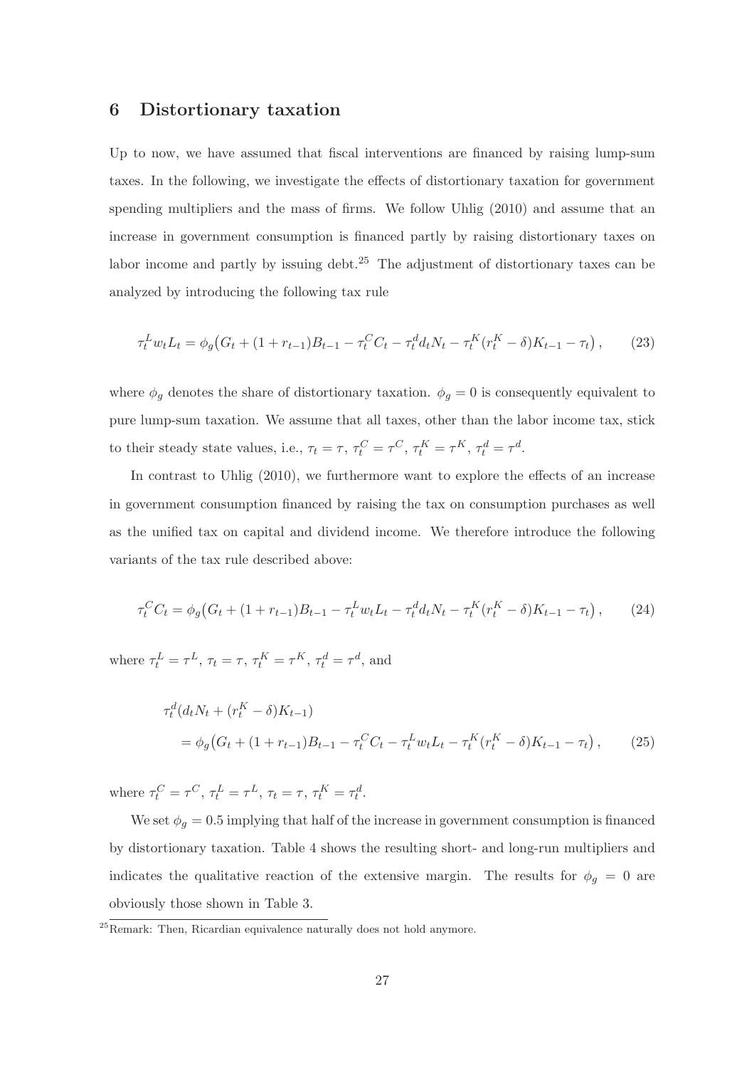## 6 Distortionary taxation

Up to now, we have assumed that fiscal interventions are financed by raising lump-sum taxes. In the following, we investigate the effects of distortionary taxation for government spending multipliers and the mass of firms. We follow Uhlig (2010) and assume that an increase in government consumption is financed partly by raising distortionary taxes on labor income and partly by issuing debt.[25] The adjustment of distortionary taxes can be analyzed by introducing the following tax rule

$$\tau_t^L w_t L_t = \phi_g \big( G_t + (1 + r_{t-1}) B_{t-1} - \tau_t^C C_t - \tau_t^d d_t N_t - \tau_t^K (r_t^K - \delta) K_{t-1} - \tau_t \big) , \qquad (23)$$

where $\phi_g$ denotes the share of distortionary taxation. $\phi_g = 0$ is consequently equivalent to pure lump-sum taxation. We assume that all taxes, other than the labor income tax, stick to their steady state values, i.e., $\tau_t = \tau$, $\tau_t^C = \tau^C$, $\tau_t^K = \tau^K$, $\tau_t^d = \tau^d$.

In contrast to Uhlig (2010), we furthermore want to explore the effects of an increase in government consumption financed by raising the tax on consumption purchases as well as the unified tax on capital and dividend income. We therefore introduce the following variants of the tax rule described above:

$$\tau_t^C C_t = \phi_g \big( G_t + (1 + r_{t-1}) B_{t-1} - \tau_t^L w_t L_t - \tau_t^d d_t N_t - \tau_t^K (r_t^K - \delta) K_{t-1} - \tau_t \big) , \qquad (24)$$

where $\tau_t^L = \tau^L$, $\tau_t = \tau$, $\tau_t^K = \tau^K$, $\tau_t^d = \tau^d$, and

$$\begin{aligned} & \tau_t^d (d_t N_t + (r_t^K - \delta) K_{t-1}) \\ & \quad = \phi_g \big( G_t + (1 + r_{t-1}) B_{t-1} - \tau_t^C C_t - \tau_t^L w_t L_t - \tau_t^K (r_t^K - \delta) K_{t-1} - \tau_t \big) , \end{aligned} \qquad (25)$$

where $\tau_t^C = \tau^C$, $\tau_t^L = \tau^L$, $\tau_t = \tau$, $\tau_t^K = \tau_t^d$.

We set $\phi_g = 0.5$ implying that half of the increase in government consumption is financed by distortionary taxation. Table 4 shows the resulting short- and long-run multipliers and indicates the qualitative reaction of the extensive margin. The results for $\phi_g = 0$ are obviously those shown in Table 3.

[25] Remark: Then, Ricardian equivalence naturally does not hold anymore.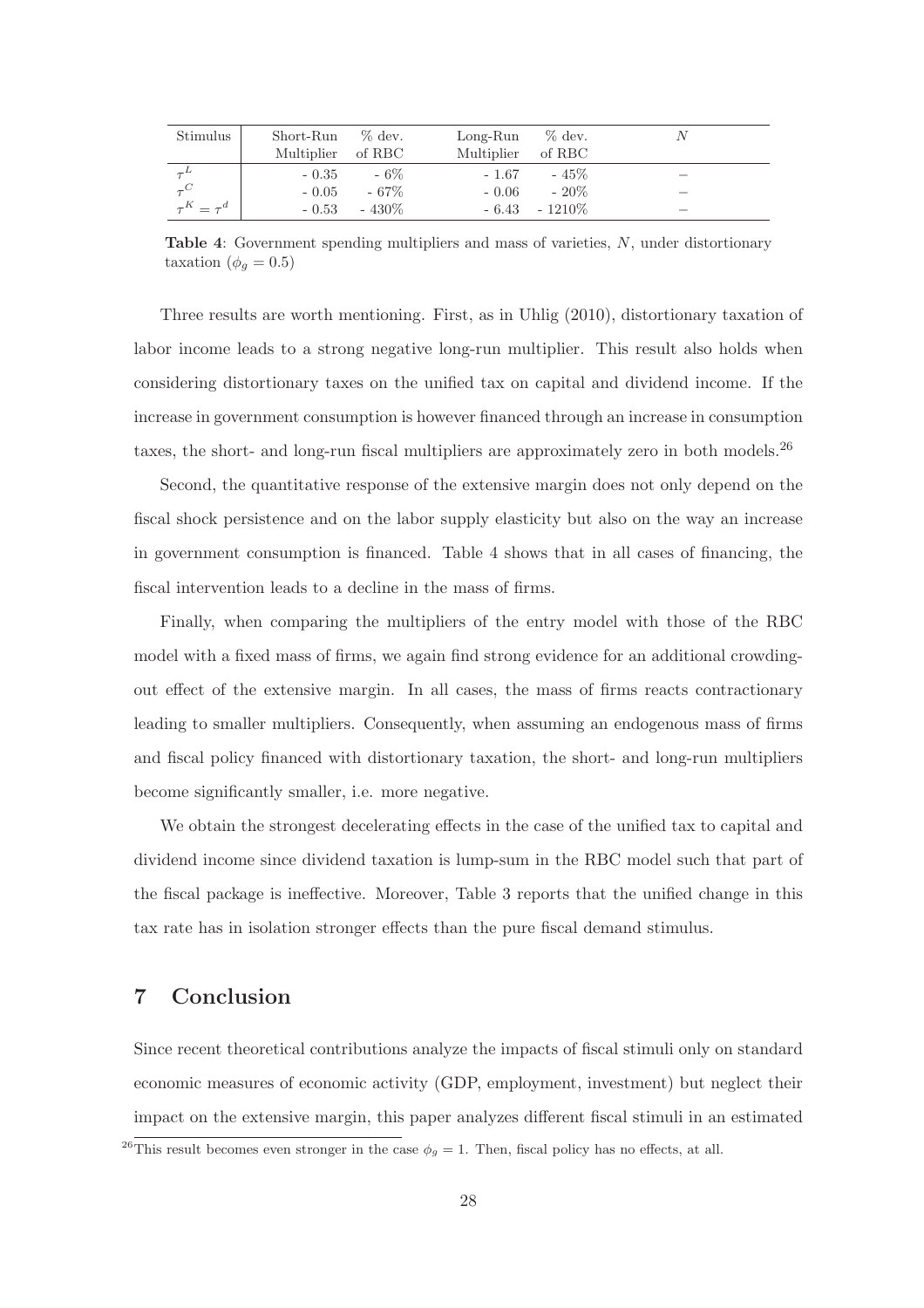| Stimulus | Short-Run Multiplier | % dev. of RBC | Long-Run Multiplier | % dev. of RBC | $N$ |
|---|---|---|---|---|---|
| $\tau^L$ | - 0.35 | - 6% | - 1.67 | - 45% | – |
| $\tau^C$ | - 0.05 | - 67% | - 0.06 | - 20% | – |
| $\tau^K = \tau^d$ | - 0.53 | - 430% | - 6.43 | - 1210% | – |

**Table 4**: Government spending multipliers and mass of varieties, $N$, under distortionary taxation ($\phi_g = 0.5$)

Three results are worth mentioning. First, as in Uhlig (2010), distortionary taxation of labor income leads to a strong negative long-run multiplier. This result also holds when considering distortionary taxes on the unified tax on capital and dividend income. If the increase in government consumption is however financed through an increase in consumption taxes, the short- and long-run fiscal multipliers are approximately zero in both models.[26]

Second, the quantitative response of the extensive margin does not only depend on the fiscal shock persistence and on the labor supply elasticity but also on the way an increase in government consumption is financed. Table 4 shows that in all cases of financing, the fiscal intervention leads to a decline in the mass of firms.

Finally, when comparing the multipliers of the entry model with those of the RBC model with a fixed mass of firms, we again find strong evidence for an additional crowding-out effect of the extensive margin. In all cases, the mass of firms reacts contractionary leading to smaller multipliers. Consequently, when assuming an endogenous mass of firms and fiscal policy financed with distortionary taxation, the short- and long-run multipliers become significantly smaller, i.e. more negative.

We obtain the strongest decelerating effects in the case of the unified tax to capital and dividend income since dividend taxation is lump-sum in the RBC model such that part of the fiscal package is ineffective. Moreover, Table 3 reports that the unified change in this tax rate has in isolation stronger effects than the pure fiscal demand stimulus.

## 7 Conclusion

Since recent theoretical contributions analyze the impacts of fiscal stimuli only on standard economic measures of economic activity (GDP, employment, investment) but neglect their impact on the extensive margin, this paper analyzes different fiscal stimuli in an estimated

[26] This result becomes even stronger in the case $\phi_g = 1$. Then, fiscal policy has no effects, at all.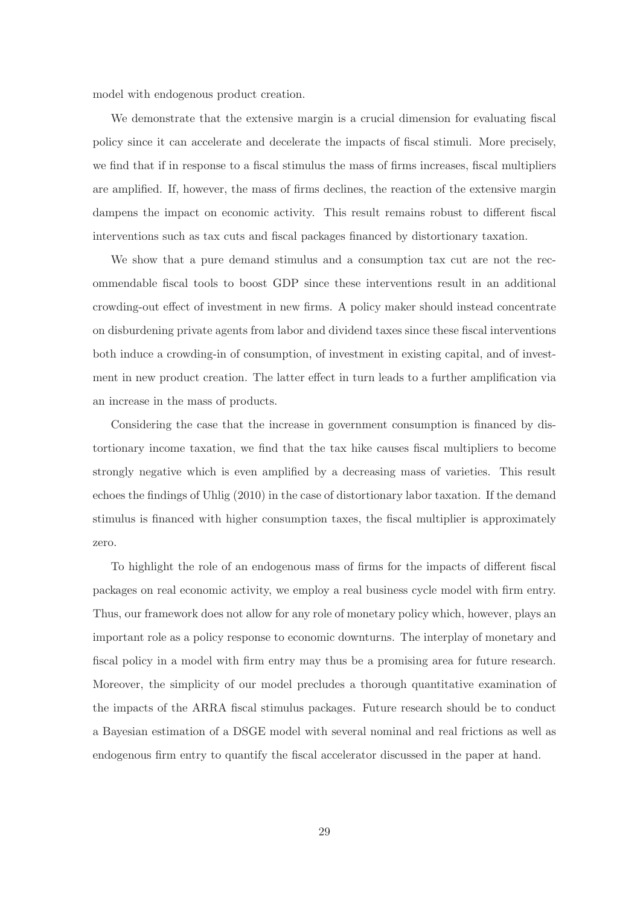model with endogenous product creation.

We demonstrate that the extensive margin is a crucial dimension for evaluating fiscal policy since it can accelerate and decelerate the impacts of fiscal stimuli. More precisely, we find that if in response to a fiscal stimulus the mass of firms increases, fiscal multipliers are amplified. If, however, the mass of firms declines, the reaction of the extensive margin dampens the impact on economic activity. This result remains robust to different fiscal interventions such as tax cuts and fiscal packages financed by distortionary taxation.

We show that a pure demand stimulus and a consumption tax cut are not the recommendable fiscal tools to boost GDP since these interventions result in an additional crowding-out effect of investment in new firms. A policy maker should instead concentrate on disburdening private agents from labor and dividend taxes since these fiscal interventions both induce a crowding-in of consumption, of investment in existing capital, and of investment in new product creation. The latter effect in turn leads to a further amplification via an increase in the mass of products.

Considering the case that the increase in government consumption is financed by distortionary income taxation, we find that the tax hike causes fiscal multipliers to become strongly negative which is even amplified by a decreasing mass of varieties. This result echoes the findings of Uhlig (2010) in the case of distortionary labor taxation. If the demand stimulus is financed with higher consumption taxes, the fiscal multiplier is approximately zero.

To highlight the role of an endogenous mass of firms for the impacts of different fiscal packages on real economic activity, we employ a real business cycle model with firm entry. Thus, our framework does not allow for any role of monetary policy which, however, plays an important role as a policy response to economic downturns. The interplay of monetary and fiscal policy in a model with firm entry may thus be a promising area for future research. Moreover, the simplicity of our model precludes a thorough quantitative examination of the impacts of the ARRA fiscal stimulus packages. Future research should be to conduct a Bayesian estimation of a DSGE model with several nominal and real frictions as well as endogenous firm entry to quantify the fiscal accelerator discussed in the paper at hand.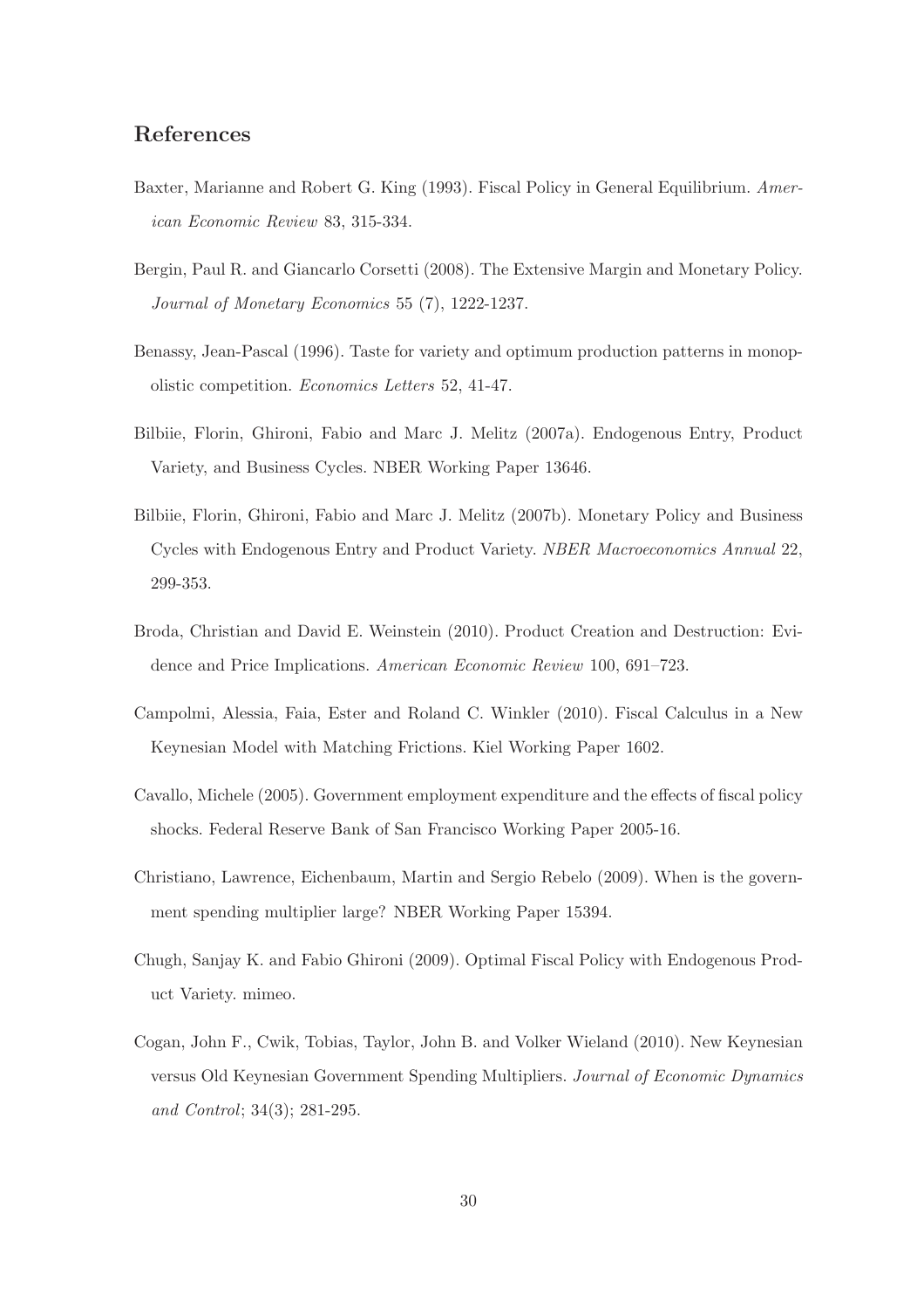## References

Baxter, Marianne and Robert G. King (1993). Fiscal Policy in General Equilibrium. *American Economic Review* 83, 315-334.

Bergin, Paul R. and Giancarlo Corsetti (2008). The Extensive Margin and Monetary Policy. *Journal of Monetary Economics* 55 (7), 1222-1237.

Benassy, Jean-Pascal (1996). Taste for variety and optimum production patterns in monopolistic competition. *Economics Letters* 52, 41-47.

Bilbiie, Florin, Ghironi, Fabio and Marc J. Melitz (2007a). Endogenous Entry, Product Variety, and Business Cycles. NBER Working Paper 13646.

Bilbiie, Florin, Ghironi, Fabio and Marc J. Melitz (2007b). Monetary Policy and Business Cycles with Endogenous Entry and Product Variety. *NBER Macroeconomics Annual* 22, 299-353.

Broda, Christian and David E. Weinstein (2010). Product Creation and Destruction: Evidence and Price Implications. *American Economic Review* 100, 691–723.

Campolmi, Alessia, Faia, Ester and Roland C. Winkler (2010). Fiscal Calculus in a New Keynesian Model with Matching Frictions. Kiel Working Paper 1602.

Cavallo, Michele (2005). Government employment expenditure and the effects of fiscal policy shocks. Federal Reserve Bank of San Francisco Working Paper 2005-16.

Christiano, Lawrence, Eichenbaum, Martin and Sergio Rebelo (2009). When is the government spending multiplier large? NBER Working Paper 15394.

Chugh, Sanjay K. and Fabio Ghironi (2009). Optimal Fiscal Policy with Endogenous Product Variety. mimeo.

Cogan, John F., Cwik, Tobias, Taylor, John B. and Volker Wieland (2010). New Keynesian versus Old Keynesian Government Spending Multipliers. *Journal of Economic Dynamics and Control*; 34(3); 281-295.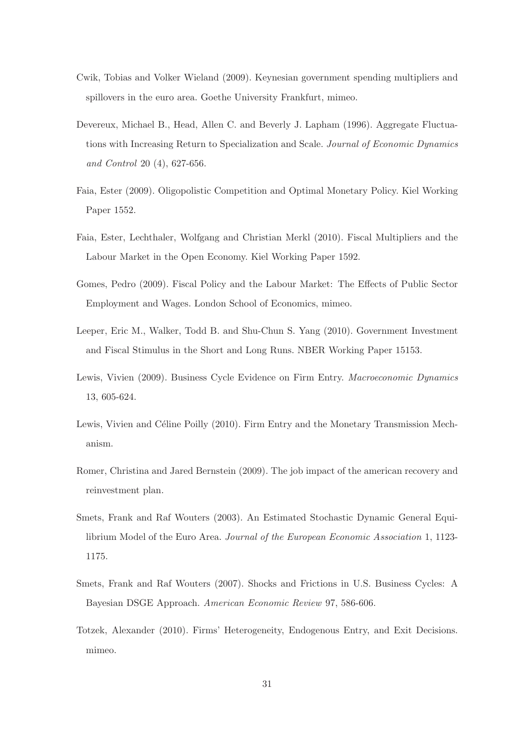Cwik, Tobias and Volker Wieland (2009). Keynesian government spending multipliers and spillovers in the euro area. Goethe University Frankfurt, mimeo.

Devereux, Michael B., Head, Allen C. and Beverly J. Lapham (1996). Aggregate Fluctuations with Increasing Return to Specialization and Scale. *Journal of Economic Dynamics and Control* 20 (4), 627-656.

Faia, Ester (2009). Oligopolistic Competition and Optimal Monetary Policy. Kiel Working Paper 1552.

Faia, Ester, Lechthaler, Wolfgang and Christian Merkl (2010). Fiscal Multipliers and the Labour Market in the Open Economy. Kiel Working Paper 1592.

Gomes, Pedro (2009). Fiscal Policy and the Labour Market: The Effects of Public Sector Employment and Wages. London School of Economics, mimeo.

Leeper, Eric M., Walker, Todd B. and Shu-Chun S. Yang (2010). Government Investment and Fiscal Stimulus in the Short and Long Runs. NBER Working Paper 15153.

Lewis, Vivien (2009). Business Cycle Evidence on Firm Entry. *Macroeconomic Dynamics* 13, 605-624.

Lewis, Vivien and Céline Poilly (2010). Firm Entry and the Monetary Transmission Mechanism.

Romer, Christina and Jared Bernstein (2009). The job impact of the american recovery and reinvestment plan.

Smets, Frank and Raf Wouters (2003). An Estimated Stochastic Dynamic General Equilibrium Model of the Euro Area. *Journal of the European Economic Association* 1, 1123-1175.

Smets, Frank and Raf Wouters (2007). Shocks and Frictions in U.S. Business Cycles: A Bayesian DSGE Approach. *American Economic Review* 97, 586-606.

Totzek, Alexander (2010). Firms' Heterogeneity, Endogenous Entry, and Exit Decisions. mimeo.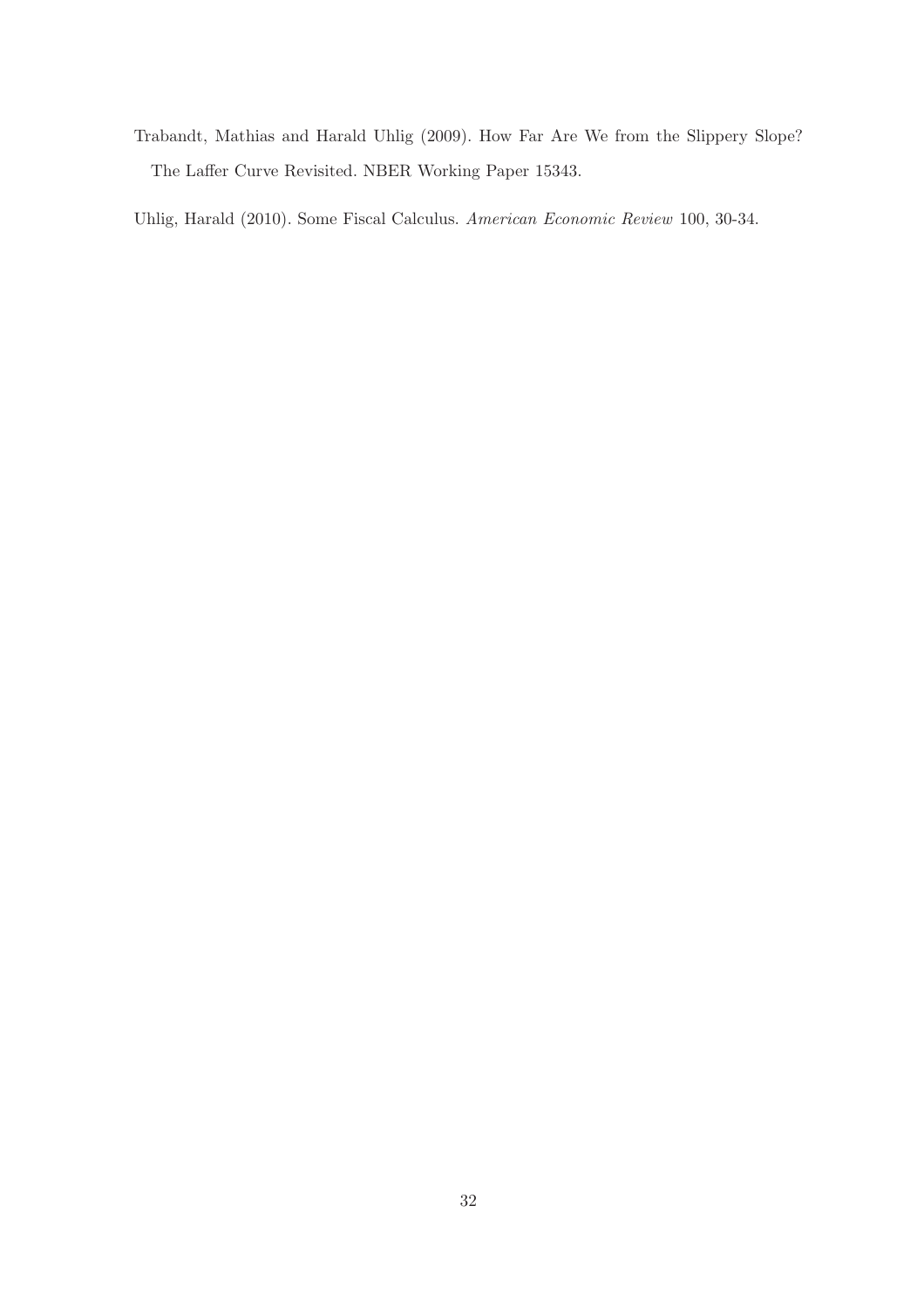Trabandt, Mathias and Harald Uhlig (2009). How Far Are We from the Slippery Slope? The Laffer Curve Revisited. NBER Working Paper 15343.

Uhlig, Harald (2010). Some Fiscal Calculus. *American Economic Review* 100, 30-34.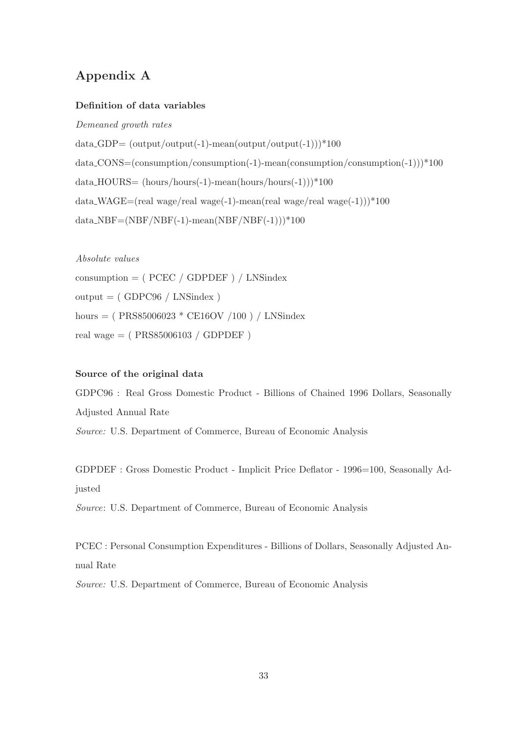## Appendix A

**Definition of data variables**

*Demeaned growth rates*

data_GDP= (output/output(-1)-mean(output/output(-1)))*100

data_CONS=(consumption/consumption(-1)-mean(consumption/consumption(-1)))*100

data_HOURS= (hours/hours(-1)-mean(hours/hours(-1)))*100

data_WAGE=(real wage/real wage(-1)-mean(real wage/real wage(-1)))*100

data_NBF=(NBF/NBF(-1)-mean(NBF/NBF(-1)))*100

*Absolute values*

consumption = ( PCEC / GDPDEF ) / LNSindex

output = ( GDPC96 / LNSindex )

hours = ( PRS85006023 * CE16OV /100 ) / LNSindex

real wage = ( PRS85006103 / GDPDEF )

**Source of the original data**

GDPC96 : Real Gross Domestic Product - Billions of Chained 1996 Dollars, Seasonally Adjusted Annual Rate

*Source:* U.S. Department of Commerce, Bureau of Economic Analysis

GDPDEF : Gross Domestic Product - Implicit Price Deflator - 1996=100, Seasonally Adjusted

*Source*: U.S. Department of Commerce, Bureau of Economic Analysis

PCEC : Personal Consumption Expenditures - Billions of Dollars, Seasonally Adjusted Annual Rate

*Source:* U.S. Department of Commerce, Bureau of Economic Analysis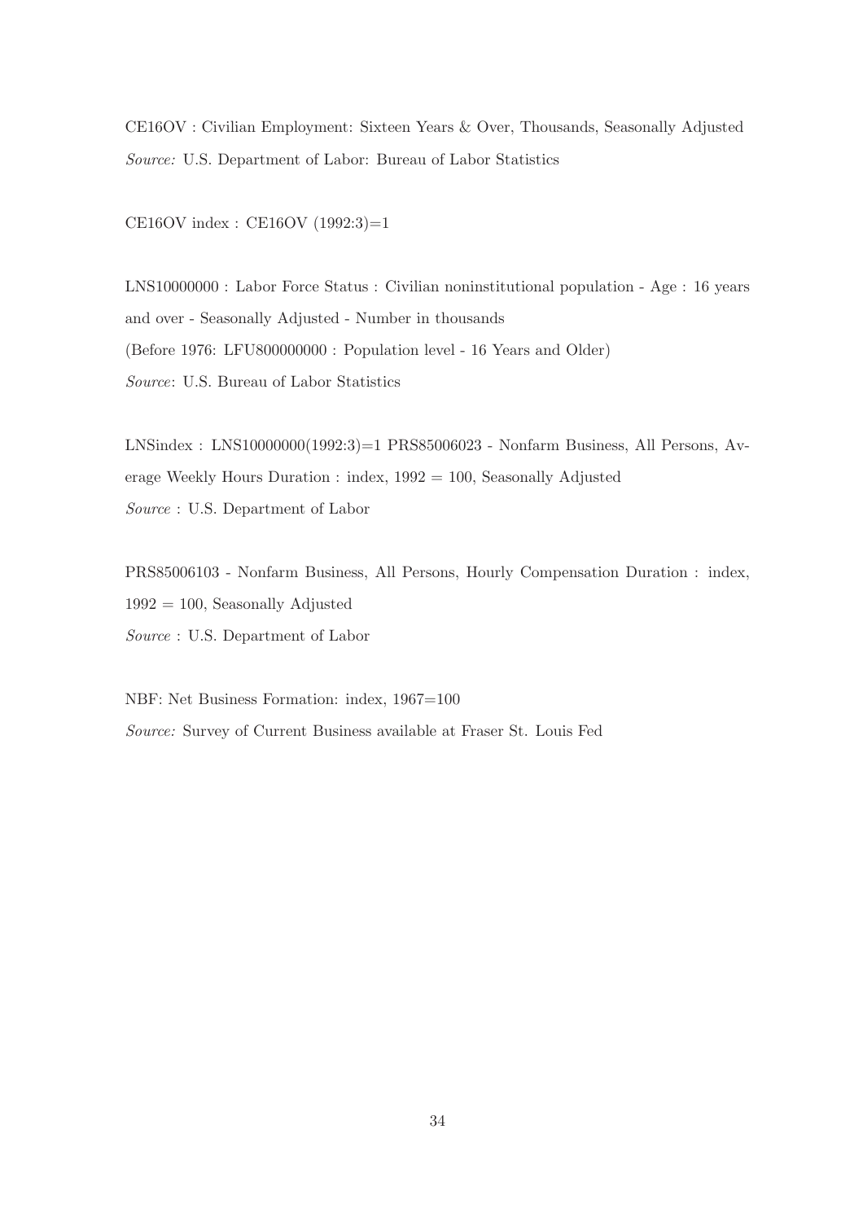CE16OV : Civilian Employment: Sixteen Years & Over, Thousands, Seasonally Adjusted
*Source:* U.S. Department of Labor: Bureau of Labor Statistics

CE16OV index : CE16OV (1992:3)=1

LNS10000000 : Labor Force Status : Civilian noninstitutional population - Age : 16 years and over - Seasonally Adjusted - Number in thousands
(Before 1976: LFU800000000 : Population level - 16 Years and Older)
*Source*: U.S. Bureau of Labor Statistics

LNSindex : LNS10000000(1992:3)=1 PRS85006023 - Nonfarm Business, All Persons, Average Weekly Hours Duration : index, 1992 = 100, Seasonally Adjusted
*Source* : U.S. Department of Labor

PRS85006103 - Nonfarm Business, All Persons, Hourly Compensation Duration : index, 1992 = 100, Seasonally Adjusted
*Source* : U.S. Department of Labor

NBF: Net Business Formation: index, 1967=100
*Source:* Survey of Current Business available at Fraser St. Louis Fed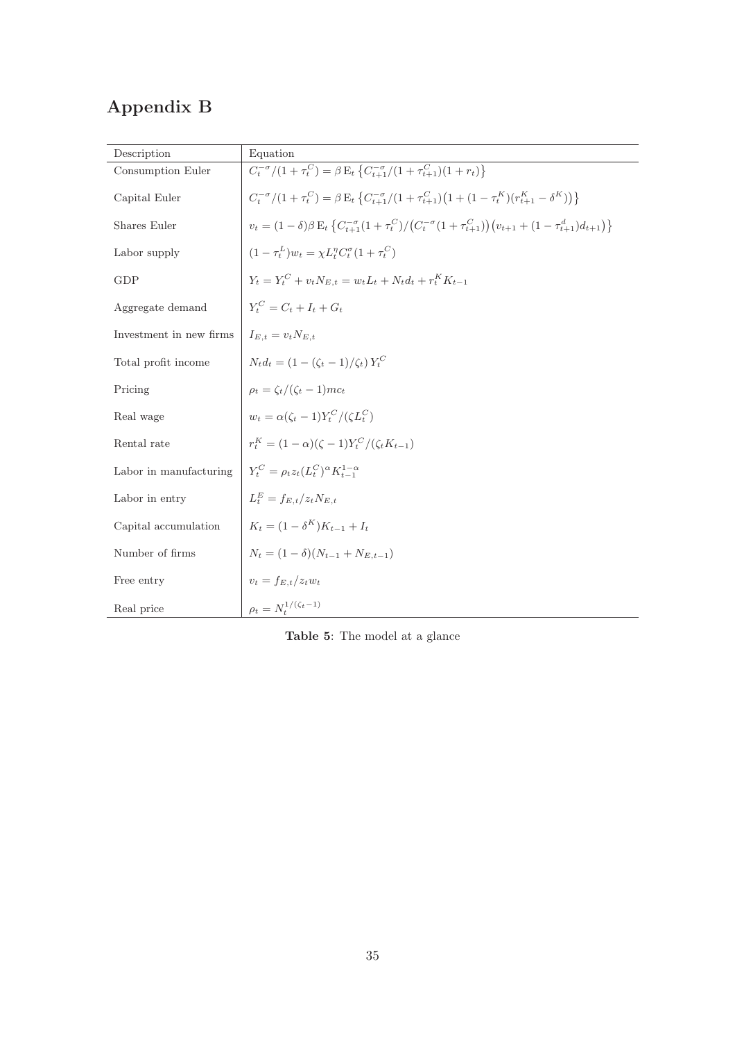# Appendix B

| Description | Equation |
|---|---|
| Consumption Euler | $C_t^{-\sigma}/(1+\tau_t^C) = \beta\,\mathrm{E}_t\left\{C_{t+1}^{-\sigma}/(1+\tau_{t+1}^C)(1+r_t)\right\}$ |
| Capital Euler | $C_t^{-\sigma}/(1+\tau_t^C) = \beta\,\mathrm{E}_t\left\{C_{t+1}^{-\sigma}/(1+\tau_{t+1}^C)\big(1+(1-\tau_t^K)(r_{t+1}^K-\delta^K)\big)\right\}$ |
| Shares Euler | $v_t = (1-\delta)\beta\,\mathrm{E}_t\left\{C_{t+1}^{-\sigma}(1+\tau_t^C)/\big(C_t^{-\sigma}(1+\tau_{t+1}^C)\big)\big(v_{t+1}+(1-\tau_{t+1}^d)d_{t+1}\big)\right\}$ |
| Labor supply | $(1-\tau_t^L)w_t = \chi L_t^{\eta} C_t^{\sigma}(1+\tau_t^C)$ |
| GDP | $Y_t = Y_t^C + v_t N_{E,t} = w_t L_t + N_t d_t + r_t^K K_{t-1}$ |
| Aggregate demand | $Y_t^C = C_t + I_t + G_t$ |
| Investment in new firms | $I_{E,t} = v_t N_{E,t}$ |
| Total profit income | $N_t d_t = (1-(\zeta_t-1)/\zeta_t)\, Y_t^C$ |
| Pricing | $\rho_t = \zeta_t/(\zeta_t-1) mc_t$ |
| Real wage | $w_t = \alpha(\zeta_t-1)Y_t^C/(\zeta L_t^C)$ |
| Rental rate | $r_t^K = (1-\alpha)(\zeta-1)Y_t^C/(\zeta_t K_{t-1})$ |
| Labor in manufacturing | $Y_t^C = \rho_t z_t (L_t^C)^{\alpha} K_{t-1}^{1-\alpha}$ |
| Labor in entry | $L_t^E = f_{E,t}/z_t N_{E,t}$ |
| Capital accumulation | $K_t = (1-\delta^K)K_{t-1} + I_t$ |
| Number of firms | $N_t = (1-\delta)(N_{t-1} + N_{E,t-1})$ |
| Free entry | $v_t = f_{E,t}/z_t w_t$ |
| Real price | $\rho_t = N_t^{1/(\zeta_t-1)}$ |

**Table 5**: The model at a glance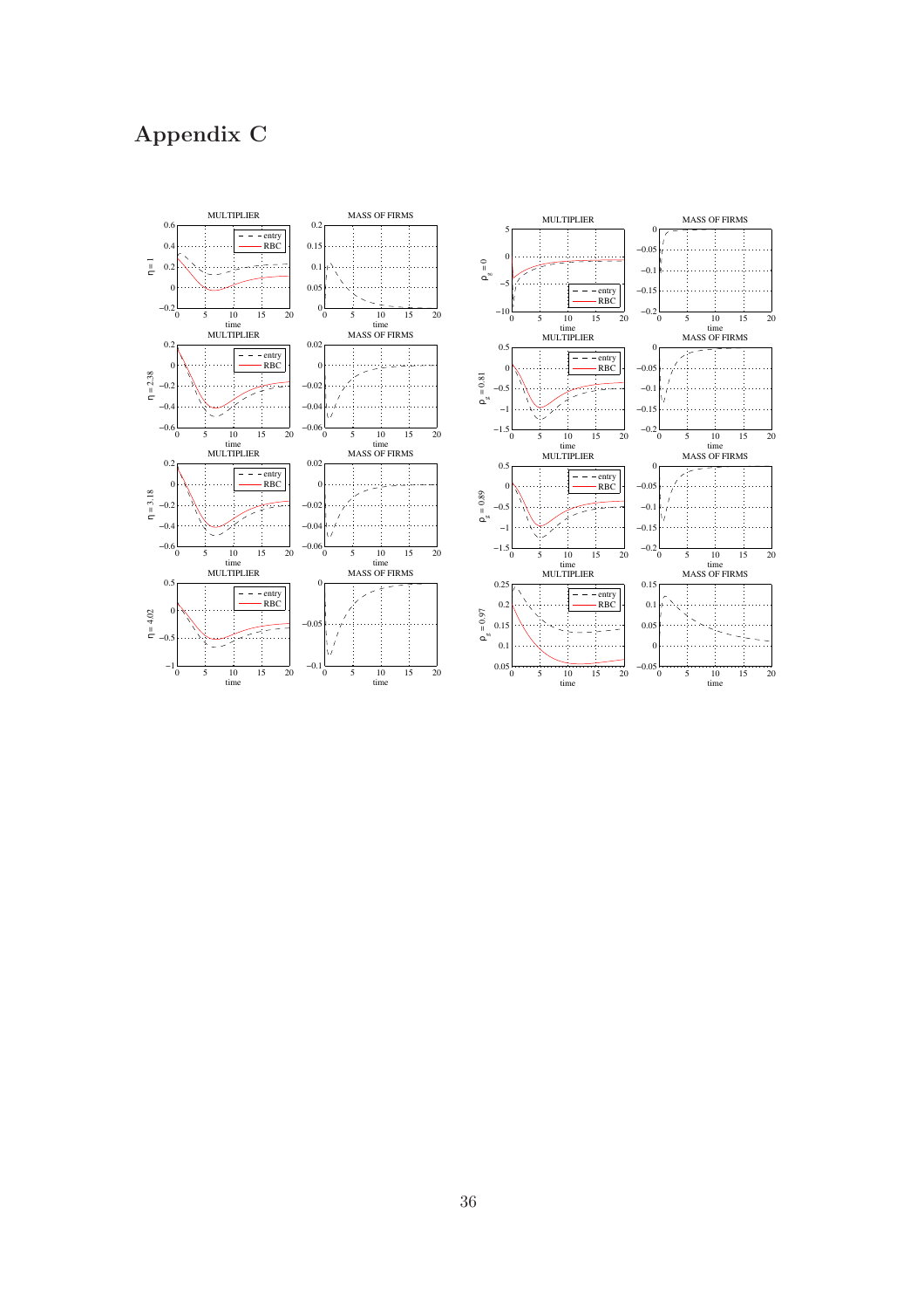# Appendix C

MULTIPLIER

MASS OF FIRMS

$\eta = 1$

- - entry
— RBC

time

$\eta = 2.38$

$\eta = 3.18$

$\eta = 4.02$

$\rho_g = 0$

$\rho_g = 0.81$

$\rho_g = 0.89$

$\rho_g = 0.97$